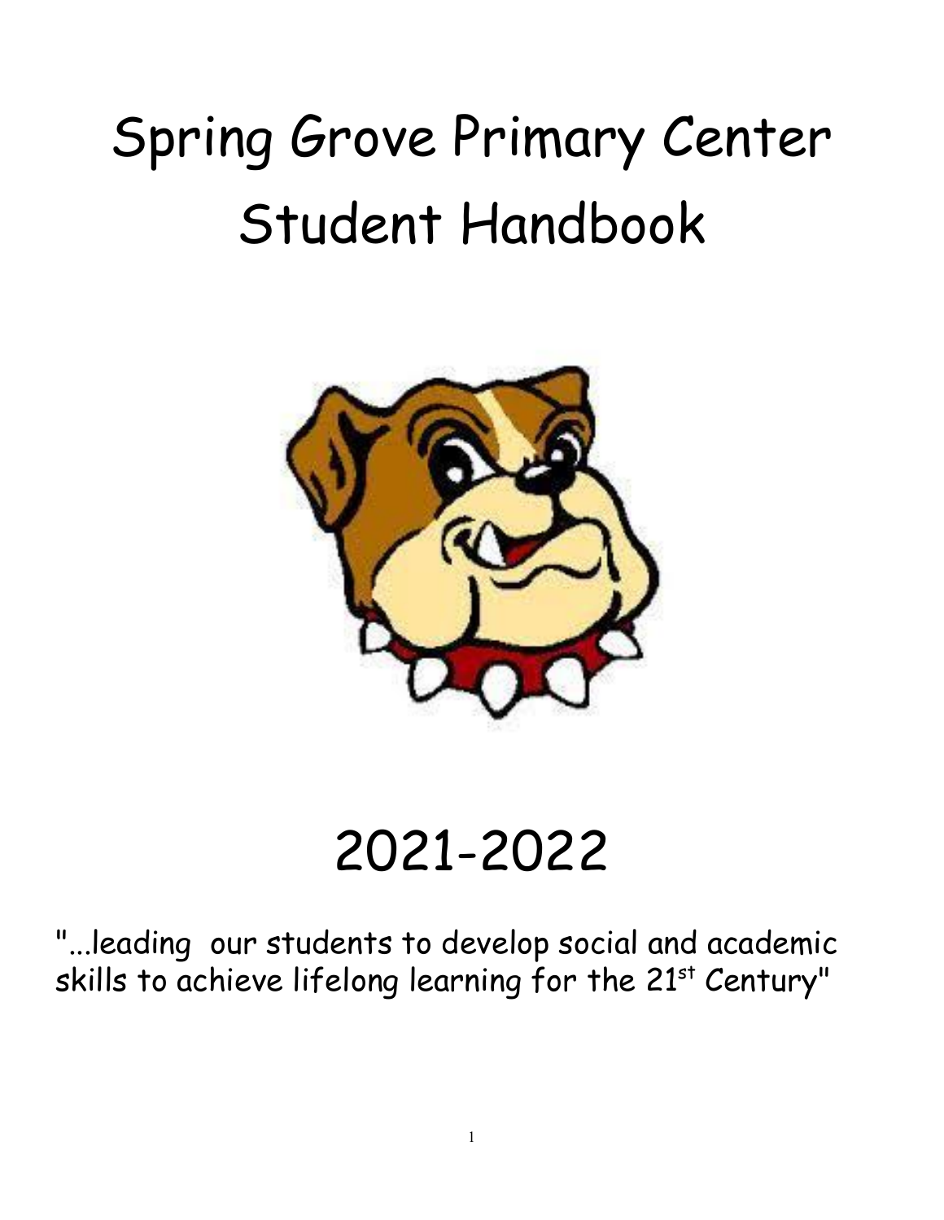# Spring Grove Primary Center
# Student Handbook

# 2021-2022

"...leading our students to develop social and academic skills to achieve lifelong learning for the 21st Century"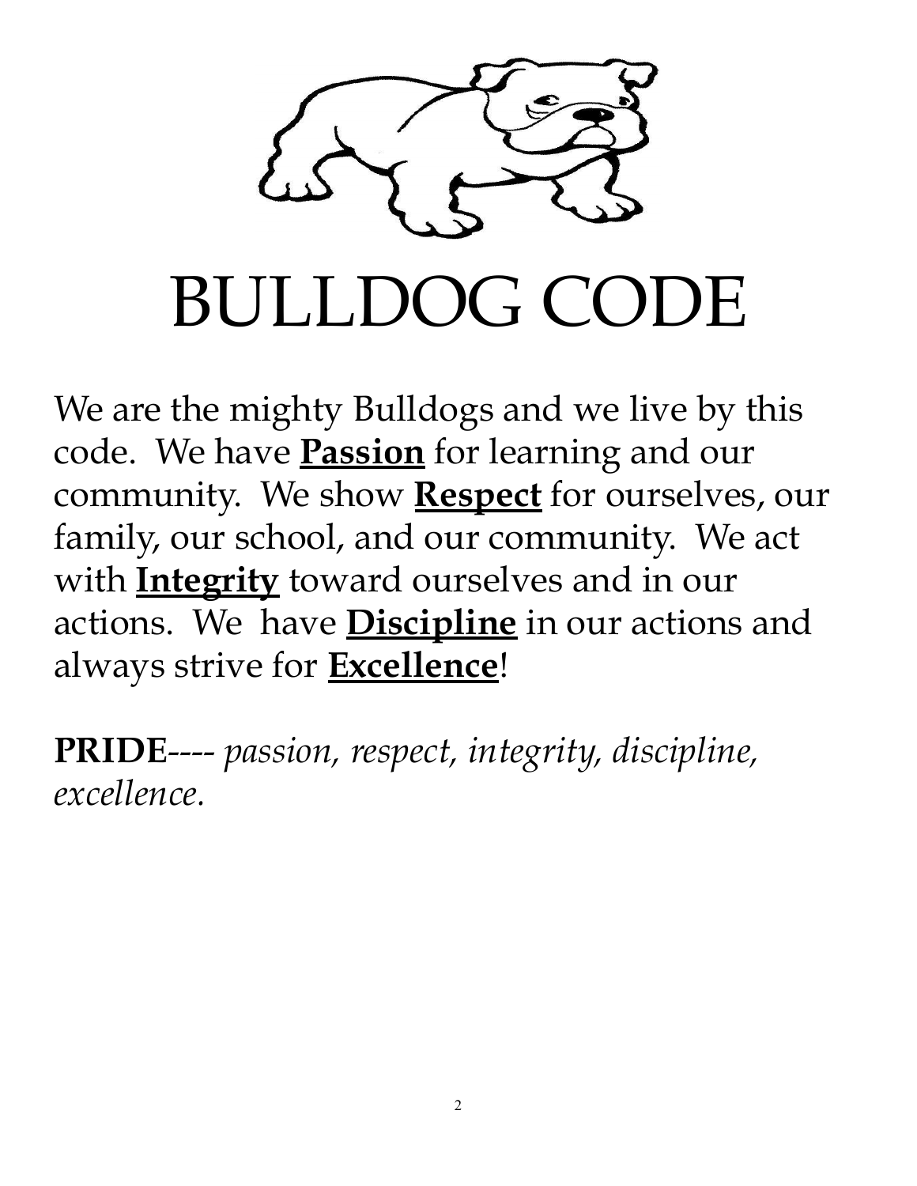# BULLDOG CODE

We are the mighty Bulldogs and we live by this code. We have **Passion** for learning and our community. We show **Respect** for ourselves, our family, our school, and our community. We act with **Integrity** toward ourselves and in our actions. We have **Discipline** in our actions and always strive for **Excellence**!

**PRIDE**---- *passion, respect, integrity, discipline, excellence.*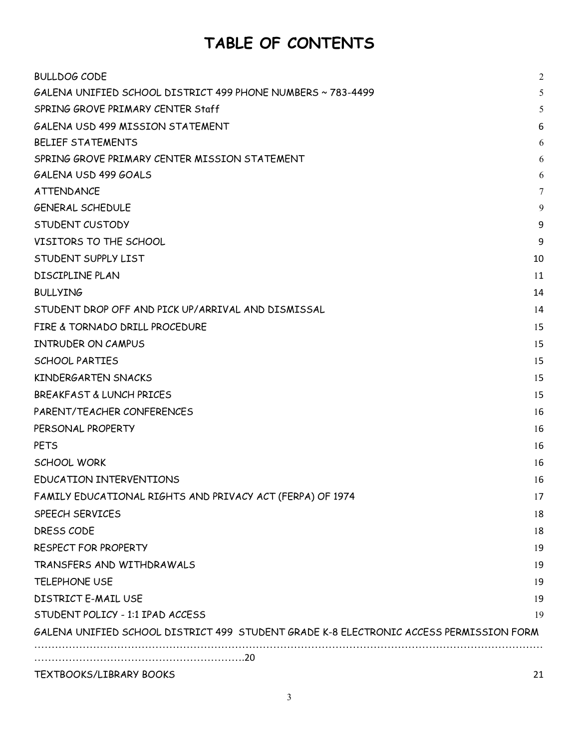# TABLE OF CONTENTS

| | |
|---|---|
| BULLDOG CODE | 2 |
| GALENA UNIFIED SCHOOL DISTRICT 499 PHONE NUMBERS ~ 783-4499 | 5 |
| SPRING GROVE PRIMARY CENTER Staff | 5 |
| GALENA USD 499 MISSION STATEMENT | 6 |
| BELIEF STATEMENTS | 6 |
| SPRING GROVE PRIMARY CENTER MISSION STATEMENT | 6 |
| GALENA USD 499 GOALS | 6 |
| ATTENDANCE | 7 |
| GENERAL SCHEDULE | 9 |
| STUDENT CUSTODY | 9 |
| VISITORS TO THE SCHOOL | 9 |
| STUDENT SUPPLY LIST | 10 |
| DISCIPLINE PLAN | 11 |
| BULLYING | 14 |
| STUDENT DROP OFF AND PICK UP/ARRIVAL AND DISMISSAL | 14 |
| FIRE & TORNADO DRILL PROCEDURE | 15 |
| INTRUDER ON CAMPUS | 15 |
| SCHOOL PARTIES | 15 |
| KINDERGARTEN SNACKS | 15 |
| BREAKFAST & LUNCH PRICES | 15 |
| PARENT/TEACHER CONFERENCES | 16 |
| PERSONAL PROPERTY | 16 |
| PETS | 16 |
| SCHOOL WORK | 16 |
| EDUCATION INTERVENTIONS | 16 |
| FAMILY EDUCATIONAL RIGHTS AND PRIVACY ACT (FERPA) OF 1974 | 17 |
| SPEECH SERVICES | 18 |
| DRESS CODE | 18 |
| RESPECT FOR PROPERTY | 19 |
| TRANSFERS AND WITHDRAWALS | 19 |
| TELEPHONE USE | 19 |
| DISTRICT E-MAIL USE | 19 |
| STUDENT POLICY - 1:1 IPAD ACCESS | 19 |
| GALENA UNIFIED SCHOOL DISTRICT 499 STUDENT GRADE K-8 ELECTRONIC ACCESS PERMISSION FORM | 20 |
| TEXTBOOKS/LIBRARY BOOKS | 21 |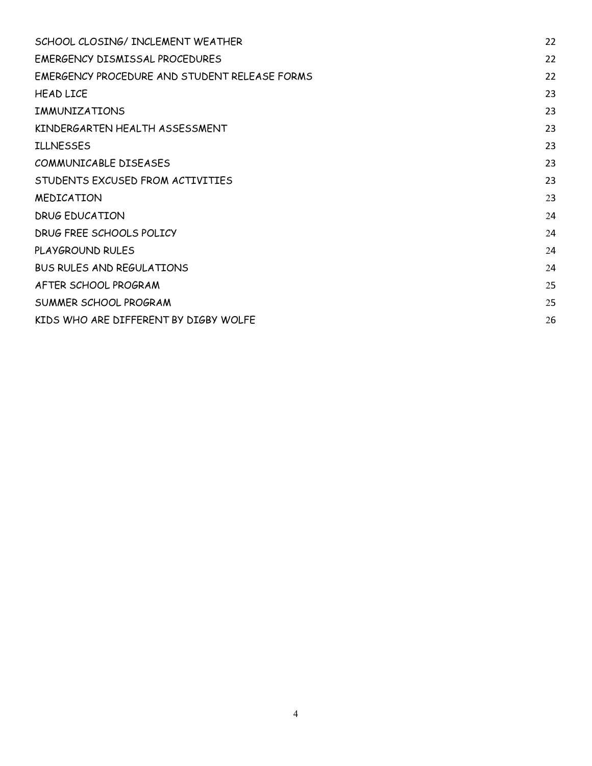| | |
|---|---|
| SCHOOL CLOSING/ INCLEMENT WEATHER | 22 |
| EMERGENCY DISMISSAL PROCEDURES | 22 |
| EMERGENCY PROCEDURE AND STUDENT RELEASE FORMS | 22 |
| HEAD LICE | 23 |
| IMMUNIZATIONS | 23 |
| KINDERGARTEN HEALTH ASSESSMENT | 23 |
| ILLNESSES | 23 |
| COMMUNICABLE DISEASES | 23 |
| STUDENTS EXCUSED FROM ACTIVITIES | 23 |
| MEDICATION | 23 |
| DRUG EDUCATION | 24 |
| DRUG FREE SCHOOLS POLICY | 24 |
| PLAYGROUND RULES | 24 |
| BUS RULES AND REGULATIONS | 24 |
| AFTER SCHOOL PROGRAM | 25 |
| SUMMER SCHOOL PROGRAM | 25 |
| KIDS WHO ARE DIFFERENT BY DIGBY WOLFE | 26 |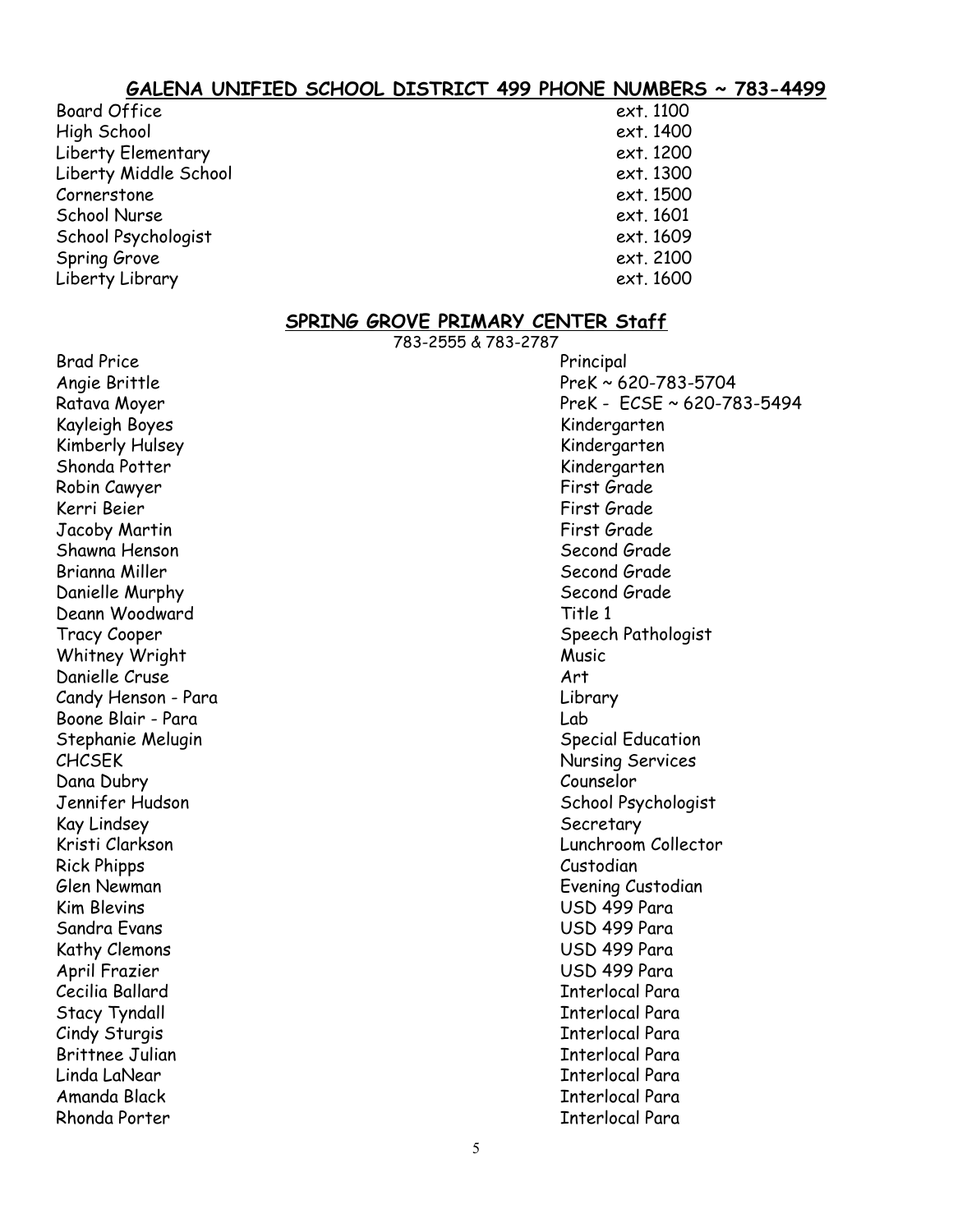## GALENA UNIFIED SCHOOL DISTRICT 499 PHONE NUMBERS ~ 783-4499

| | |
|---|---|
| Board Office | ext. 1100 |
| High School | ext. 1400 |
| Liberty Elementary | ext. 1200 |
| Liberty Middle School | ext. 1300 |
| Cornerstone | ext. 1500 |
| School Nurse | ext. 1601 |
| School Psychologist | ext. 1609 |
| Spring Grove | ext. 2100 |
| Liberty Library | ext. 1600 |

## SPRING GROVE PRIMARY CENTER Staff

783-2555 & 783-2787

| | |
|---|---|
| Brad Price | Principal |
| Angie Brittle | PreK ~ 620-783-5704 |
| Ratava Moyer | PreK - ECSE ~ 620-783-5494 |
| Kayleigh Boyes | Kindergarten |
| Kimberly Hulsey | Kindergarten |
| Shonda Potter | Kindergarten |
| Robin Cawyer | First Grade |
| Kerri Beier | First Grade |
| Jacoby Martin | First Grade |
| Shawna Henson | Second Grade |
| Brianna Miller | Second Grade |
| Danielle Murphy | Second Grade |
| Deann Woodward | Title 1 |
| Tracy Cooper | Speech Pathologist |
| Whitney Wright | Music |
| Danielle Cruse | Art |
| Candy Henson - Para | Library |
| Boone Blair - Para | Lab |
| Stephanie Melugin | Special Education |
| CHCSEK | Nursing Services |
| Dana Dubry | Counselor |
| Jennifer Hudson | School Psychologist |
| Kay Lindsey | Secretary |
| Kristi Clarkson | Lunchroom Collector |
| Rick Phipps | Custodian |
| Glen Newman | Evening Custodian |
| Kim Blevins | USD 499 Para |
| Sandra Evans | USD 499 Para |
| Kathy Clemons | USD 499 Para |
| April Frazier | USD 499 Para |
| Cecilia Ballard | Interlocal Para |
| Stacy Tyndall | Interlocal Para |
| Cindy Sturgis | Interlocal Para |
| Brittnee Julian | Interlocal Para |
| Linda LaNear | Interlocal Para |
| Amanda Black | Interlocal Para |
| Rhonda Porter | Interlocal Para |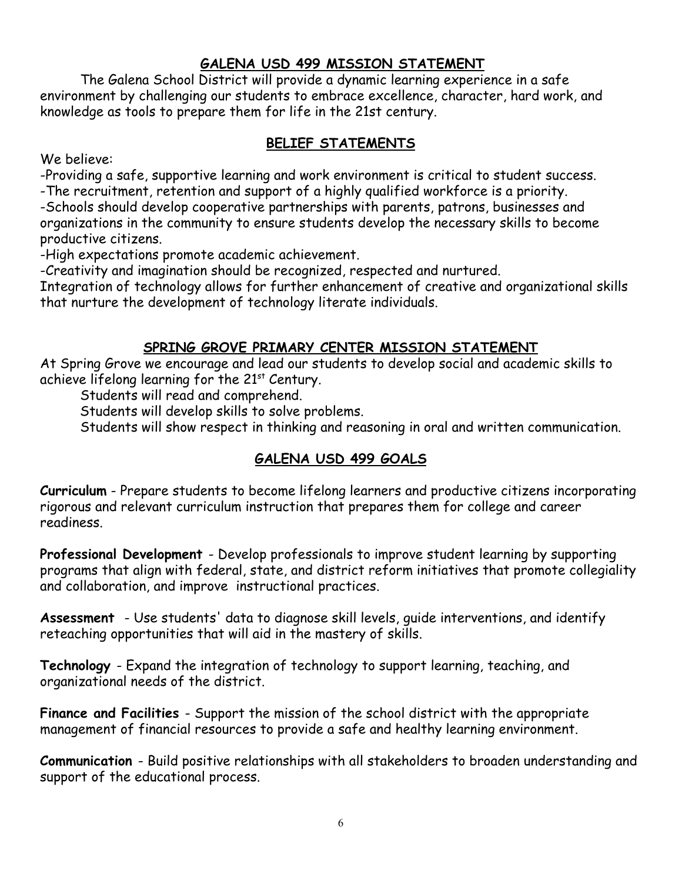## GALENA USD 499 MISSION STATEMENT

The Galena School District will provide a dynamic learning experience in a safe environment by challenging our students to embrace excellence, character, hard work, and knowledge as tools to prepare them for life in the 21st century.

## BELIEF STATEMENTS

We believe:

-Providing a safe, supportive learning and work environment is critical to student success.

-The recruitment, retention and support of a highly qualified workforce is a priority.

-Schools should develop cooperative partnerships with parents, patrons, businesses and organizations in the community to ensure students develop the necessary skills to become productive citizens.

-High expectations promote academic achievement.

-Creativity and imagination should be recognized, respected and nurtured.

Integration of technology allows for further enhancement of creative and organizational skills that nurture the development of technology literate individuals.

## SPRING GROVE PRIMARY CENTER MISSION STATEMENT

At Spring Grove we encourage and lead our students to develop social and academic skills to achieve lifelong learning for the 21st Century.

Students will read and comprehend.

Students will develop skills to solve problems.

Students will show respect in thinking and reasoning in oral and written communication.

## GALENA USD 499 GOALS

**Curriculum** - Prepare students to become lifelong learners and productive citizens incorporating rigorous and relevant curriculum instruction that prepares them for college and career readiness.

**Professional Development** - Develop professionals to improve student learning by supporting programs that align with federal, state, and district reform initiatives that promote collegiality and collaboration, and improve instructional practices.

**Assessment** - Use students' data to diagnose skill levels, guide interventions, and identify reteaching opportunities that will aid in the mastery of skills.

**Technology** - Expand the integration of technology to support learning, teaching, and organizational needs of the district.

**Finance and Facilities** - Support the mission of the school district with the appropriate management of financial resources to provide a safe and healthy learning environment.

**Communication** - Build positive relationships with all stakeholders to broaden understanding and support of the educational process.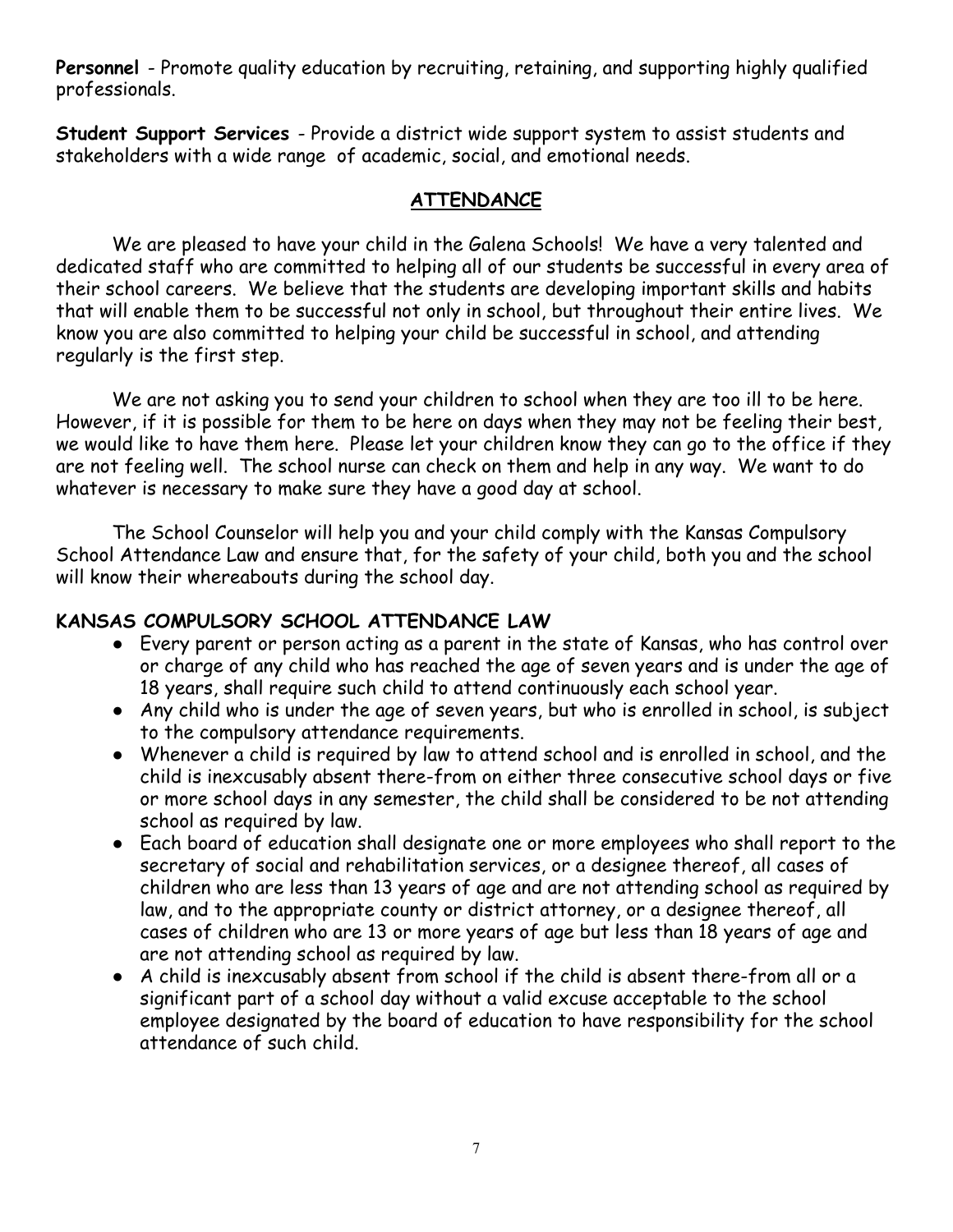**Personnel** - Promote quality education by recruiting, retaining, and supporting highly qualified professionals.

**Student Support Services** - Provide a district wide support system to assist students and stakeholders with a wide range of academic, social, and emotional needs.

## ATTENDANCE

We are pleased to have your child in the Galena Schools! We have a very talented and dedicated staff who are committed to helping all of our students be successful in every area of their school careers. We believe that the students are developing important skills and habits that will enable them to be successful not only in school, but throughout their entire lives. We know you are also committed to helping your child be successful in school, and attending regularly is the first step.

We are not asking you to send your children to school when they are too ill to be here. However, if it is possible for them to be here on days when they may not be feeling their best, we would like to have them here. Please let your children know they can go to the office if they are not feeling well. The school nurse can check on them and help in any way. We want to do whatever is necessary to make sure they have a good day at school.

The School Counselor will help you and your child comply with the Kansas Compulsory School Attendance Law and ensure that, for the safety of your child, both you and the school will know their whereabouts during the school day.

### KANSAS COMPULSORY SCHOOL ATTENDANCE LAW

- Every parent or person acting as a parent in the state of Kansas, who has control over or charge of any child who has reached the age of seven years and is under the age of 18 years, shall require such child to attend continuously each school year.
- Any child who is under the age of seven years, but who is enrolled in school, is subject to the compulsory attendance requirements.
- Whenever a child is required by law to attend school and is enrolled in school, and the child is inexcusably absent there-from on either three consecutive school days or five or more school days in any semester, the child shall be considered to be not attending school as required by law.
- Each board of education shall designate one or more employees who shall report to the secretary of social and rehabilitation services, or a designee thereof, all cases of children who are less than 13 years of age and are not attending school as required by law, and to the appropriate county or district attorney, or a designee thereof, all cases of children who are 13 or more years of age but less than 18 years of age and are not attending school as required by law.
- A child is inexcusably absent from school if the child is absent there-from all or a significant part of a school day without a valid excuse acceptable to the school employee designated by the board of education to have responsibility for the school attendance of such child.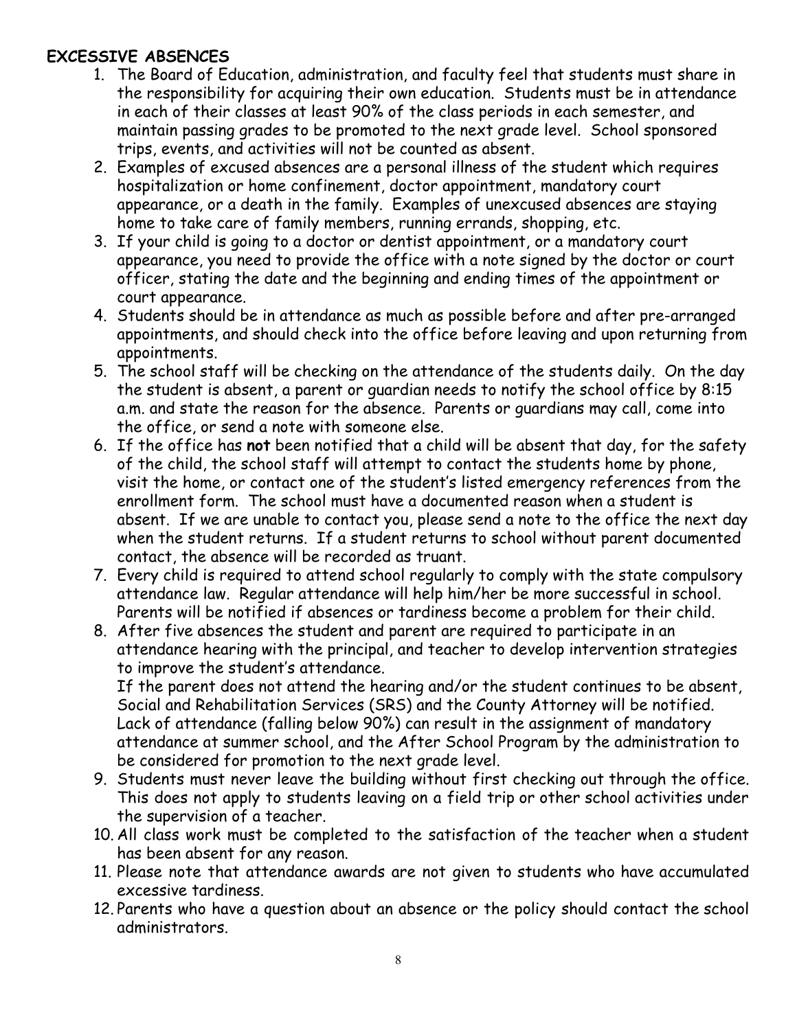## EXCESSIVE ABSENCES

1. The Board of Education, administration, and faculty feel that students must share in the responsibility for acquiring their own education. Students must be in attendance in each of their classes at least 90% of the class periods in each semester, and maintain passing grades to be promoted to the next grade level. School sponsored trips, events, and activities will not be counted as absent.
2. Examples of excused absences are a personal illness of the student which requires hospitalization or home confinement, doctor appointment, mandatory court appearance, or a death in the family. Examples of unexcused absences are staying home to take care of family members, running errands, shopping, etc.
3. If your child is going to a doctor or dentist appointment, or a mandatory court appearance, you need to provide the office with a note signed by the doctor or court officer, stating the date and the beginning and ending times of the appointment or court appearance.
4. Students should be in attendance as much as possible before and after pre-arranged appointments, and should check into the office before leaving and upon returning from appointments.
5. The school staff will be checking on the attendance of the students daily. On the day the student is absent, a parent or guardian needs to notify the school office by 8:15 a.m. and state the reason for the absence. Parents or guardians may call, come into the office, or send a note with someone else.
6. If the office has **not** been notified that a child will be absent that day, for the safety of the child, the school staff will attempt to contact the students home by phone, visit the home, or contact one of the student's listed emergency references from the enrollment form. The school must have a documented reason when a student is absent. If we are unable to contact you, please send a note to the office the next day when the student returns. If a student returns to school without parent documented contact, the absence will be recorded as truant.
7. Every child is required to attend school regularly to comply with the state compulsory attendance law. Regular attendance will help him/her be more successful in school. Parents will be notified if absences or tardiness become a problem for their child.
8. After five absences the student and parent are required to participate in an attendance hearing with the principal, and teacher to develop intervention strategies to improve the student's attendance.
   If the parent does not attend the hearing and/or the student continues to be absent, Social and Rehabilitation Services (SRS) and the County Attorney will be notified. Lack of attendance (falling below 90%) can result in the assignment of mandatory attendance at summer school, and the After School Program by the administration to be considered for promotion to the next grade level.
9. Students must never leave the building without first checking out through the office. This does not apply to students leaving on a field trip or other school activities under the supervision of a teacher.
10. All class work must be completed to the satisfaction of the teacher when a student has been absent for any reason.
11. Please note that attendance awards are not given to students who have accumulated excessive tardiness.
12. Parents who have a question about an absence or the policy should contact the school administrators.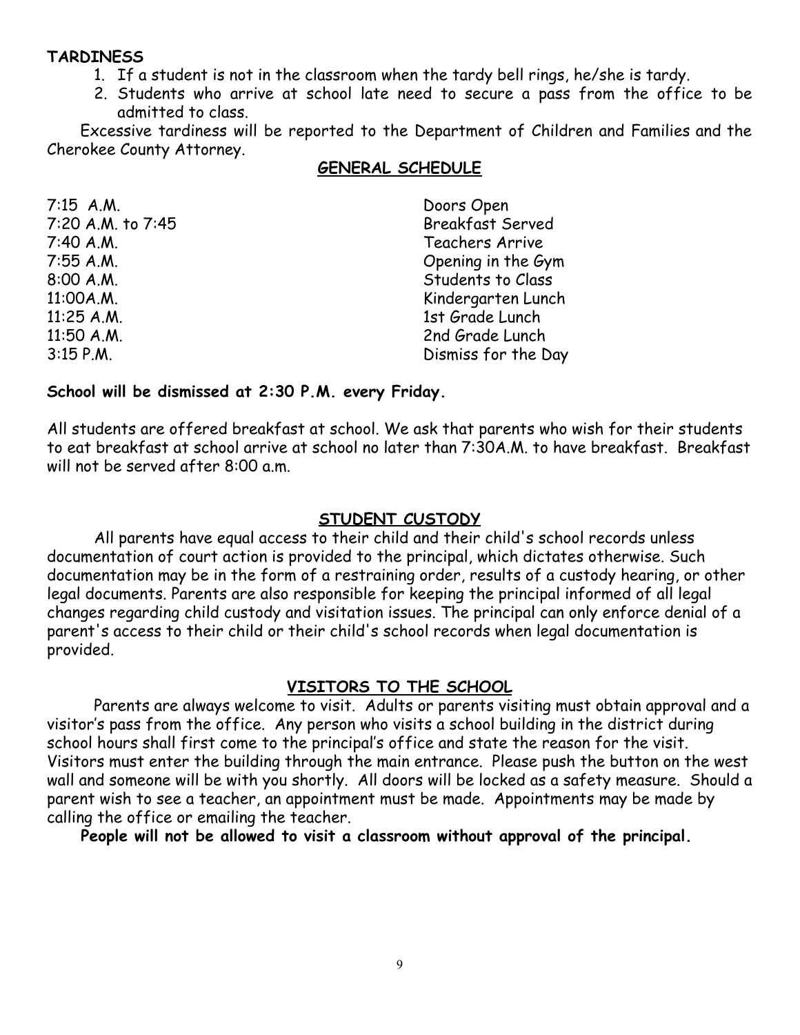**TARDINESS**

1. If a student is not in the classroom when the tardy bell rings, he/she is tardy.
2. Students who arrive at school late need to secure a pass from the office to be admitted to class.

Excessive tardiness will be reported to the Department of Children and Families and the Cherokee County Attorney.

## GENERAL SCHEDULE

| | |
|---|---|
| 7:15 A.M. | Doors Open |
| 7:20 A.M. to 7:45 | Breakfast Served |
| 7:40 A.M. | Teachers Arrive |
| 7:55 A.M. | Opening in the Gym |
| 8:00 A.M. | Students to Class |
| 11:00A.M. | Kindergarten Lunch |
| 11:25 A.M. | 1st Grade Lunch |
| 11:50 A.M. | 2nd Grade Lunch |
| 3:15 P.M. | Dismiss for the Day |

**School will be dismissed at 2:30 P.M. every Friday.**

All students are offered breakfast at school. We ask that parents who wish for their students to eat breakfast at school arrive at school no later than 7:30A.M. to have breakfast. Breakfast will not be served after 8:00 a.m.

## STUDENT CUSTODY

All parents have equal access to their child and their child's school records unless documentation of court action is provided to the principal, which dictates otherwise. Such documentation may be in the form of a restraining order, results of a custody hearing, or other legal documents. Parents are also responsible for keeping the principal informed of all legal changes regarding child custody and visitation issues. The principal can only enforce denial of a parent's access to their child or their child's school records when legal documentation is provided.

## VISITORS TO THE SCHOOL

Parents are always welcome to visit. Adults or parents visiting must obtain approval and a visitor's pass from the office. Any person who visits a school building in the district during school hours shall first come to the principal's office and state the reason for the visit. Visitors must enter the building through the main entrance. Please push the button on the west wall and someone will be with you shortly. All doors will be locked as a safety measure. Should a parent wish to see a teacher, an appointment must be made. Appointments may be made by calling the office or emailing the teacher.

**People will not be allowed to visit a classroom without approval of the principal.**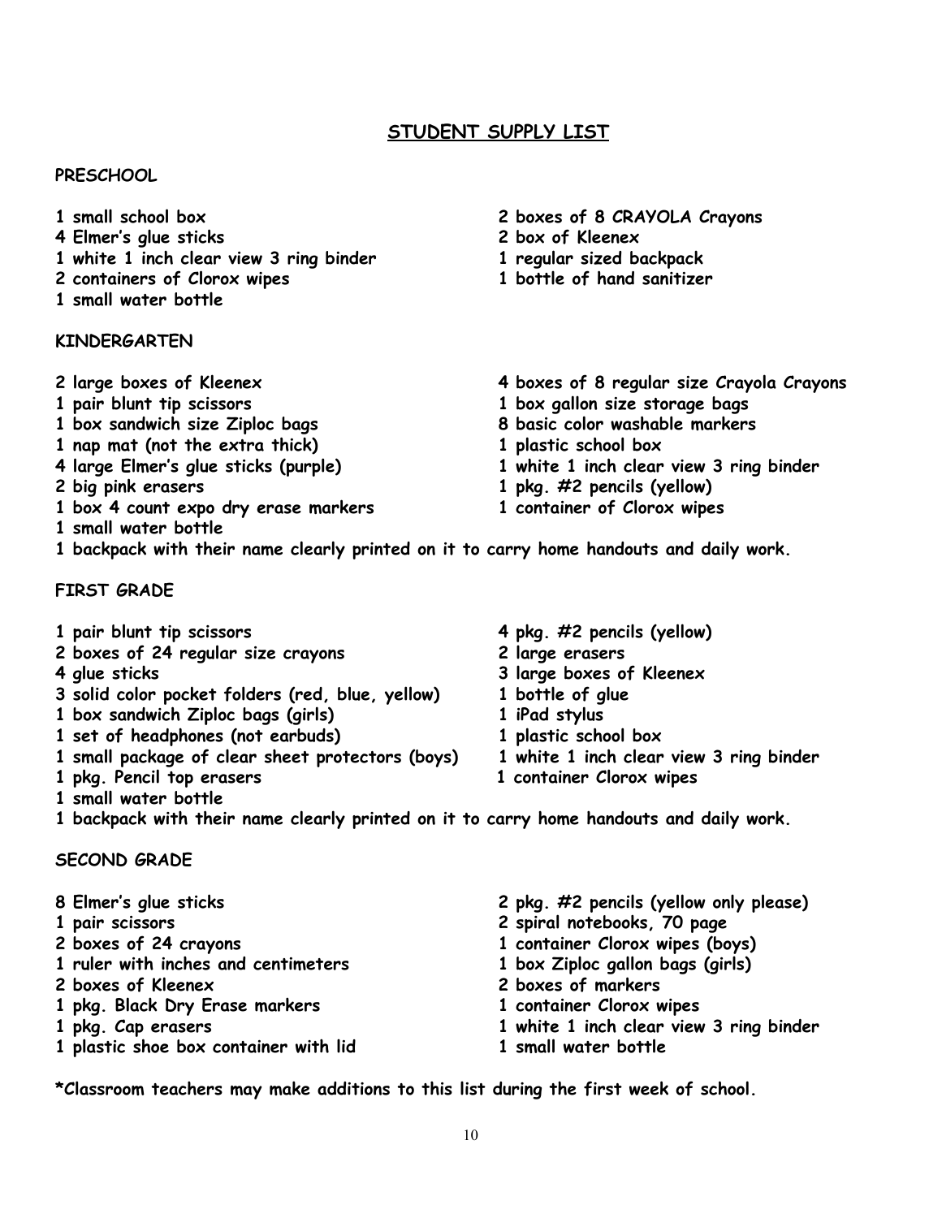## STUDENT SUPPLY LIST

### PRESCHOOL

- 1 small school box
- 4 Elmer's glue sticks
- 1 white 1 inch clear view 3 ring binder
- 2 containers of Clorox wipes
- 1 small water bottle
- 2 boxes of 8 CRAYOLA Crayons
- 2 box of Kleenex
- 1 regular sized backpack
- 1 bottle of hand sanitizer

### KINDERGARTEN

- 2 large boxes of Kleenex
- 1 pair blunt tip scissors
- 1 box sandwich size Ziploc bags
- 1 nap mat (not the extra thick)
- 4 large Elmer's glue sticks (purple)
- 2 big pink erasers
- 1 box 4 count expo dry erase markers
- 1 small water bottle
- 4 boxes of 8 regular size Crayola Crayons
- 1 box gallon size storage bags
- 8 basic color washable markers
- 1 plastic school box
- 1 white 1 inch clear view 3 ring binder
- 1 pkg. #2 pencils (yellow)
- 1 container of Clorox wipes
- 1 backpack with their name clearly printed on it to carry home handouts and daily work.

### FIRST GRADE

- 1 pair blunt tip scissors
- 2 boxes of 24 regular size crayons
- 4 glue sticks
- 3 solid color pocket folders (red, blue, yellow)
- 1 box sandwich Ziploc bags (girls)
- 1 set of headphones (not earbuds)
- 1 small package of clear sheet protectors (boys)
- 1 pkg. Pencil top erasers
- 1 small water bottle
- 4 pkg. #2 pencils (yellow)
- 2 large erasers
- 3 large boxes of Kleenex
- 1 bottle of glue
- 1 iPad stylus
- 1 plastic school box
- 1 white 1 inch clear view 3 ring binder
- 1 container Clorox wipes
- 1 backpack with their name clearly printed on it to carry home handouts and daily work.

### SECOND GRADE

- 8 Elmer's glue sticks
- 1 pair scissors
- 2 boxes of 24 crayons
- 1 ruler with inches and centimeters
- 2 boxes of Kleenex
- 1 pkg. Black Dry Erase markers
- 1 pkg. Cap erasers
- 1 plastic shoe box container with lid
- 2 pkg. #2 pencils (yellow only please)
- 2 spiral notebooks, 70 page
- 1 container Clorox wipes (boys)
- 1 box Ziploc gallon bags (girls)
- 2 boxes of markers
- 1 container Clorox wipes
- 1 white 1 inch clear view 3 ring binder
- 1 small water bottle

**\*Classroom teachers may make additions to this list during the first week of school.**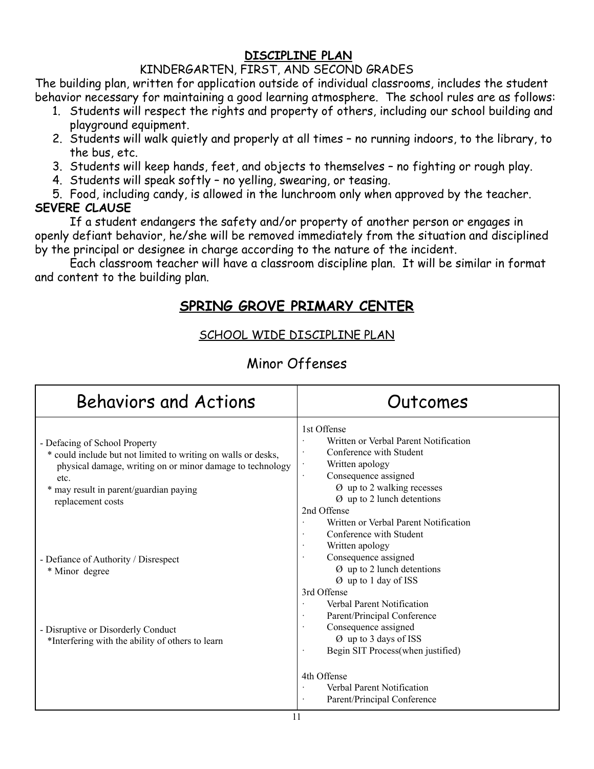**DISCIPLINE PLAN**

KINDERGARTEN, FIRST, AND SECOND GRADES

The building plan, written for application outside of individual classrooms, includes the student behavior necessary for maintaining a good learning atmosphere. The school rules are as follows:

1. Students will respect the rights and property of others, including our school building and playground equipment.
2. Students will walk quietly and properly at all times – no running indoors, to the library, to the bus, etc.
3. Students will keep hands, feet, and objects to themselves – no fighting or rough play.
4. Students will speak softly – no yelling, swearing, or teasing.
5. Food, including candy, is allowed in the lunchroom only when approved by the teacher.

**SEVERE CLAUSE**

If a student endangers the safety and/or property of another person or engages in openly defiant behavior, he/she will be removed immediately from the situation and disciplined by the principal or designee in charge according to the nature of the incident.

Each classroom teacher will have a classroom discipline plan. It will be similar in format and content to the building plan.

## SPRING GROVE PRIMARY CENTER

SCHOOL WIDE DISCIPLINE PLAN

### Minor Offenses

| Behaviors and Actions | Outcomes |
|---|---|
| - Defacing of School Property<br>* could include but not limited to writing on walls or desks, physical damage, writing on or minor damage to technology etc.<br>* may result in parent/guardian paying replacement costs<br><br>- Defiance of Authority / Disrespect<br>* Minor degree<br><br>- Disruptive or Disorderly Conduct<br>*Interfering with the ability of others to learn | 1st Offense<br>· Written or Verbal Parent Notification<br>· Conference with Student<br>· Written apology<br>· Consequence assigned<br>Ø up to 2 walking recesses<br>Ø up to 2 lunch detentions<br>2nd Offense<br>· Written or Verbal Parent Notification<br>· Conference with Student<br>· Written apology<br>· Consequence assigned<br>Ø up to 2 lunch detentions<br>Ø up to 1 day of ISS<br>3rd Offense<br>· Verbal Parent Notification<br>· Parent/Principal Conference<br>· Consequence assigned<br>Ø up to 3 days of ISS<br>· Begin SIT Process(when justified)<br><br>4th Offense<br>· Verbal Parent Notification<br>· Parent/Principal Conference |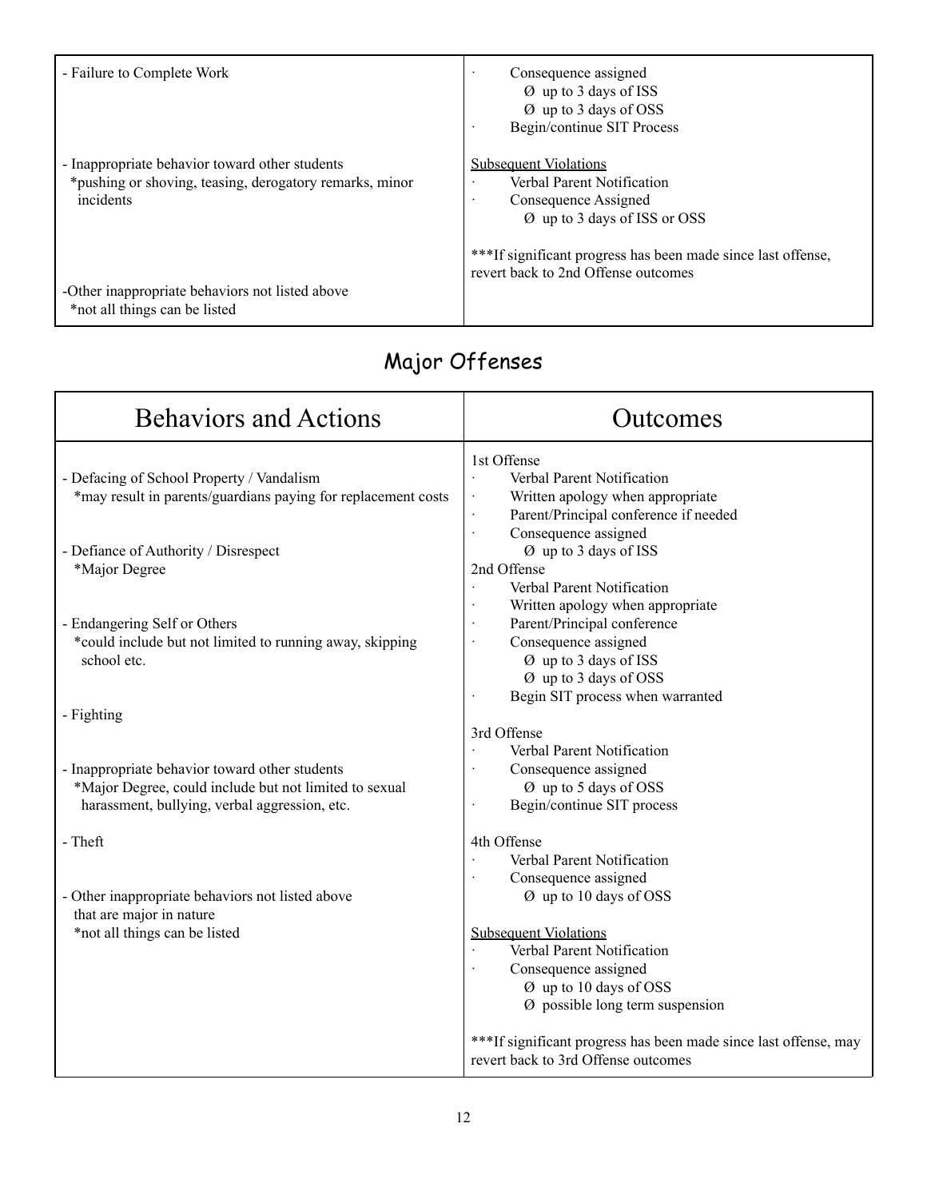| | |
|---|---|
| - Failure to Complete Work<br><br>- Inappropriate behavior toward other students<br>*pushing or shoving, teasing, derogatory remarks, minor incidents<br><br>-Other inappropriate behaviors not listed above<br>*not all things can be listed | · Consequence assigned<br>Ø up to 3 days of ISS<br>Ø up to 3 days of OSS<br>· Begin/continue SIT Process<br><br><u>Subsequent Violations</u><br>· Verbal Parent Notification<br>· Consequence Assigned<br>Ø up to 3 days of ISS or OSS<br><br>***If significant progress has been made since last offense, revert back to 2nd Offense outcomes |

## Major Offenses

| Behaviors and Actions | Outcomes |
|---|---|
| - Defacing of School Property / Vandalism<br>*may result in parents/guardians paying for replacement costs<br><br>- Defiance of Authority / Disrespect<br>*Major Degree<br><br>- Endangering Self or Others<br>*could include but not limited to running away, skipping school etc.<br><br>- Fighting<br><br>- Inappropriate behavior toward other students<br>*Major Degree, could include but not limited to sexual harassment, bullying, verbal aggression, etc.<br><br>- Theft<br><br>- Other inappropriate behaviors not listed above that are major in nature<br>*not all things can be listed | 1st Offense<br>· Verbal Parent Notification<br>· Written apology when appropriate<br>· Parent/Principal conference if needed<br>· Consequence assigned<br>Ø up to 3 days of ISS<br>2nd Offense<br>· Verbal Parent Notification<br>· Written apology when appropriate<br>· Parent/Principal conference<br>· Consequence assigned<br>Ø up to 3 days of ISS<br>Ø up to 3 days of OSS<br>· Begin SIT process when warranted<br><br>3rd Offense<br>· Verbal Parent Notification<br>· Consequence assigned<br>Ø up to 5 days of OSS<br>· Begin/continue SIT process<br><br>4th Offense<br>· Verbal Parent Notification<br>· Consequence assigned<br>Ø up to 10 days of OSS<br><br><u>Subsequent Violations</u><br>· Verbal Parent Notification<br>· Consequence assigned<br>Ø up to 10 days of OSS<br>Ø possible long term suspension<br><br>***If significant progress has been made since last offense, may revert back to 3rd Offense outcomes |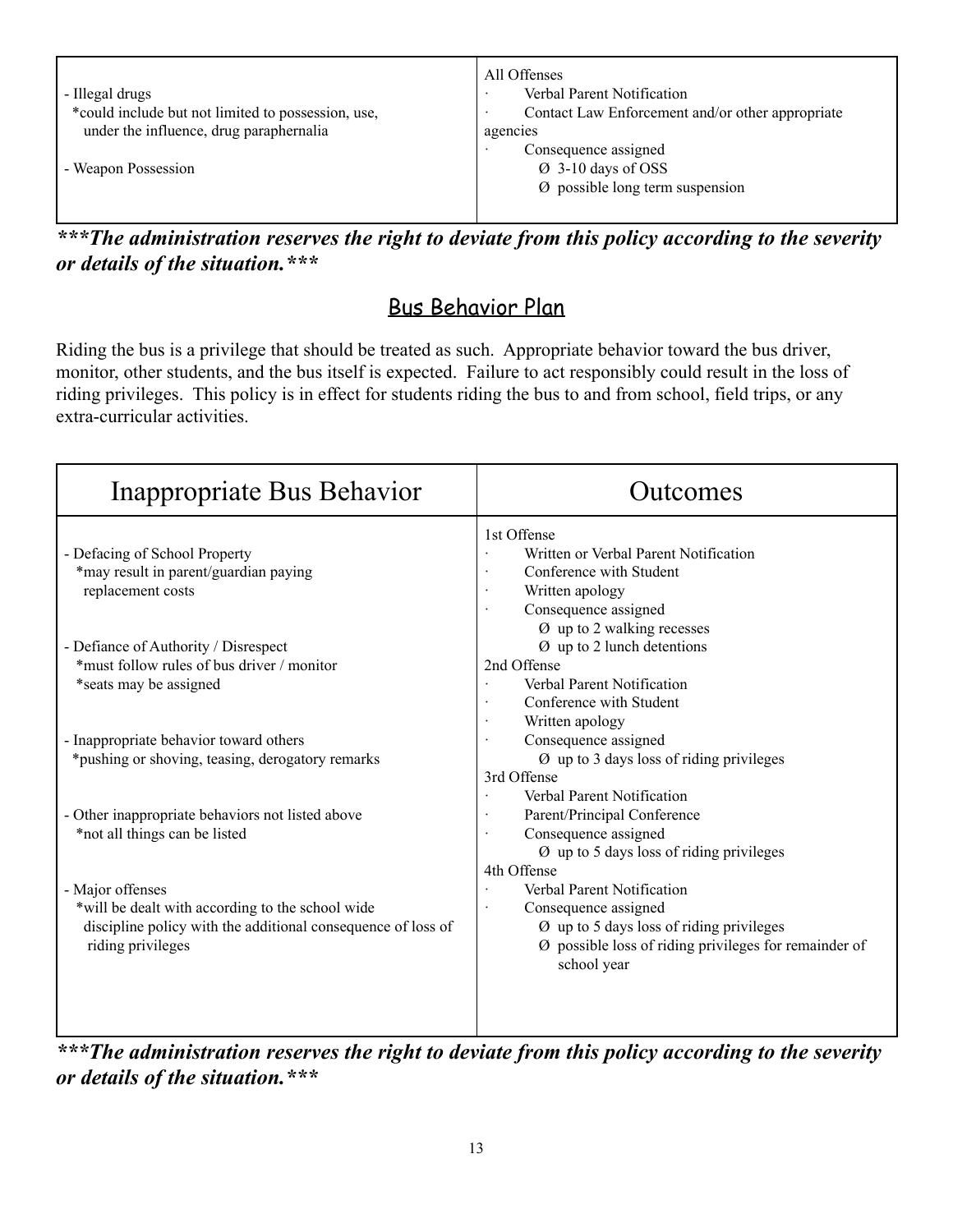| | |
|---|---|
| - Illegal drugs<br>  *could include but not limited to possession, use, under the influence, drug paraphernalia<br><br>- Weapon Possession | All Offenses<br>· Verbal Parent Notification<br>· Contact Law Enforcement and/or other appropriate agencies<br>· Consequence assigned<br>  Ø 3-10 days of OSS<br>  Ø possible long term suspension |

***\*\*\*The administration reserves the right to deviate from this policy according to the severity or details of the situation.\*\*\****

## Bus Behavior Plan

Riding the bus is a privilege that should be treated as such. Appropriate behavior toward the bus driver, monitor, other students, and the bus itself is expected. Failure to act responsibly could result in the loss of riding privileges. This policy is in effect for students riding the bus to and from school, field trips, or any extra-curricular activities.

| Inappropriate Bus Behavior | Outcomes |
|---|---|
| - Defacing of School Property<br>  *may result in parent/guardian paying replacement costs<br><br>- Defiance of Authority / Disrespect<br>  *must follow rules of bus driver / monitor<br>  *seats may be assigned<br><br>- Inappropriate behavior toward others<br>  *pushing or shoving, teasing, derogatory remarks<br><br>- Other inappropriate behaviors not listed above<br>  *not all things can be listed<br><br>- Major offenses<br>  *will be dealt with according to the school wide discipline policy with the additional consequence of loss of riding privileges | 1st Offense<br>· Written or Verbal Parent Notification<br>· Conference with Student<br>· Written apology<br>· Consequence assigned<br>  Ø up to 2 walking recesses<br>  Ø up to 2 lunch detentions<br>2nd Offense<br>· Verbal Parent Notification<br>· Conference with Student<br>· Written apology<br>· Consequence assigned<br>  Ø up to 3 days loss of riding privileges<br>3rd Offense<br>· Verbal Parent Notification<br>· Parent/Principal Conference<br>· Consequence assigned<br>  Ø up to 5 days loss of riding privileges<br>4th Offense<br>· Verbal Parent Notification<br>· Consequence assigned<br>  Ø up to 5 days loss of riding privileges<br>  Ø possible loss of riding privileges for remainder of school year |

***\*\*\*The administration reserves the right to deviate from this policy according to the severity or details of the situation.\*\*\****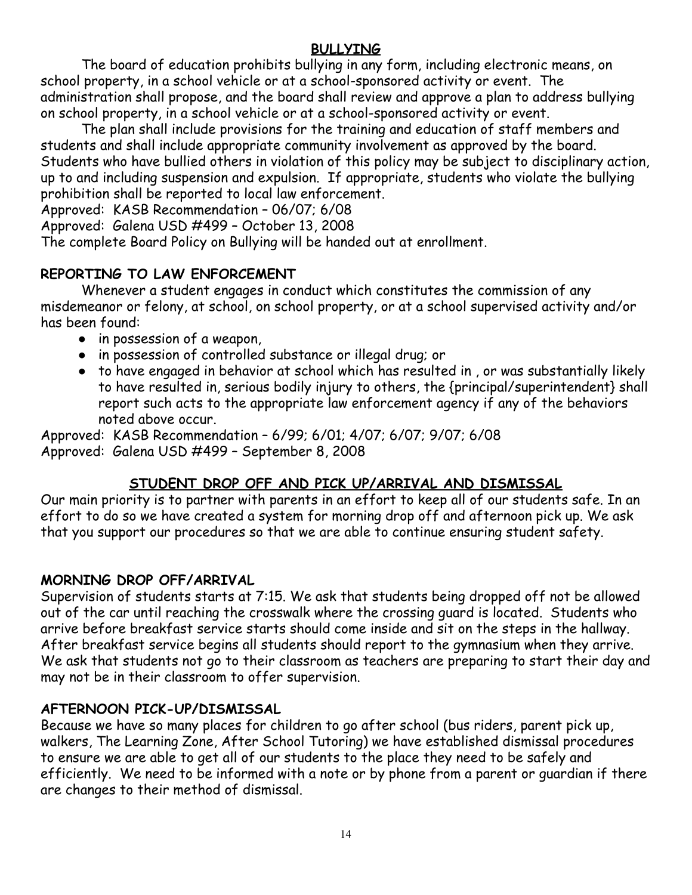## BULLYING

The board of education prohibits bullying in any form, including electronic means, on school property, in a school vehicle or at a school-sponsored activity or event. The administration shall propose, and the board shall review and approve a plan to address bullying on school property, in a school vehicle or at a school-sponsored activity or event.

The plan shall include provisions for the training and education of staff members and students and shall include appropriate community involvement as approved by the board. Students who have bullied others in violation of this policy may be subject to disciplinary action, up to and including suspension and expulsion. If appropriate, students who violate the bullying prohibition shall be reported to local law enforcement.

Approved: KASB Recommendation – 06/07; 6/08
Approved: Galena USD #499 – October 13, 2008
The complete Board Policy on Bullying will be handed out at enrollment.

### REPORTING TO LAW ENFORCEMENT

Whenever a student engages in conduct which constitutes the commission of any misdemeanor or felony, at school, on school property, or at a school supervised activity and/or has been found:

- in possession of a weapon,
- in possession of controlled substance or illegal drug; or
- to have engaged in behavior at school which has resulted in , or was substantially likely to have resulted in, serious bodily injury to others, the {principal/superintendent} shall report such acts to the appropriate law enforcement agency if any of the behaviors noted above occur.

Approved: KASB Recommendation – 6/99; 6/01; 4/07; 6/07; 9/07; 6/08
Approved: Galena USD #499 – September 8, 2008

## STUDENT DROP OFF AND PICK UP/ARRIVAL AND DISMISSAL

Our main priority is to partner with parents in an effort to keep all of our students safe. In an effort to do so we have created a system for morning drop off and afternoon pick up. We ask that you support our procedures so that we are able to continue ensuring student safety.

### MORNING DROP OFF/ARRIVAL

Supervision of students starts at 7:15. We ask that students being dropped off not be allowed out of the car until reaching the crosswalk where the crossing guard is located. Students who arrive before breakfast service starts should come inside and sit on the steps in the hallway. After breakfast service begins all students should report to the gymnasium when they arrive. We ask that students not go to their classroom as teachers are preparing to start their day and may not be in their classroom to offer supervision.

### AFTERNOON PICK-UP/DISMISSAL

Because we have so many places for children to go after school (bus riders, parent pick up, walkers, The Learning Zone, After School Tutoring) we have established dismissal procedures to ensure we are able to get all of our students to the place they need to be safely and efficiently. We need to be informed with a note or by phone from a parent or guardian if there are changes to their method of dismissal.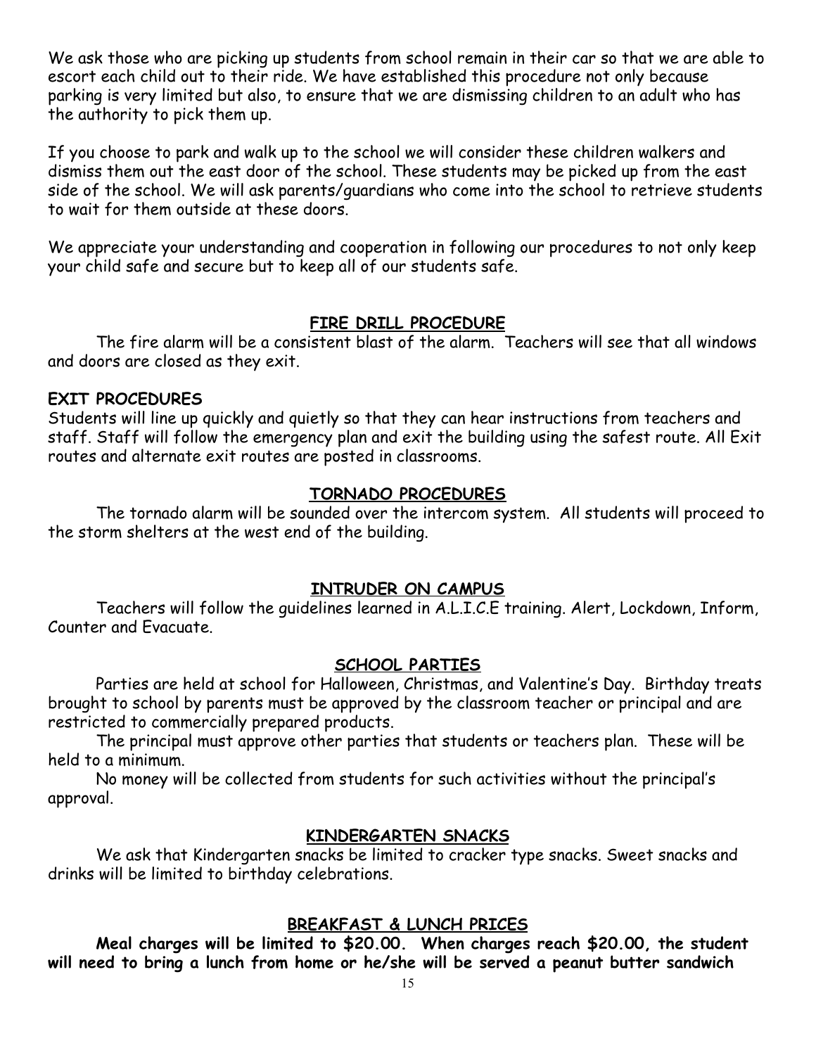We ask those who are picking up students from school remain in their car so that we are able to escort each child out to their ride. We have established this procedure not only because parking is very limited but also, to ensure that we are dismissing children to an adult who has the authority to pick them up.

If you choose to park and walk up to the school we will consider these children walkers and dismiss them out the east door of the school. These students may be picked up from the east side of the school. We will ask parents/guardians who come into the school to retrieve students to wait for them outside at these doors.

We appreciate your understanding and cooperation in following our procedures to not only keep your child safe and secure but to keep all of our students safe.

## FIRE DRILL PROCEDURE

The fire alarm will be a consistent blast of the alarm. Teachers will see that all windows and doors are closed as they exit.

**EXIT PROCEDURES**

Students will line up quickly and quietly so that they can hear instructions from teachers and staff. Staff will follow the emergency plan and exit the building using the safest route. All Exit routes and alternate exit routes are posted in classrooms.

## TORNADO PROCEDURES

The tornado alarm will be sounded over the intercom system. All students will proceed to the storm shelters at the west end of the building.

## INTRUDER ON CAMPUS

Teachers will follow the guidelines learned in A.L.I.C.E training. Alert, Lockdown, Inform, Counter and Evacuate.

## SCHOOL PARTIES

Parties are held at school for Halloween, Christmas, and Valentine's Day. Birthday treats brought to school by parents must be approved by the classroom teacher or principal and are restricted to commercially prepared products.

The principal must approve other parties that students or teachers plan. These will be held to a minimum.

No money will be collected from students for such activities without the principal's approval.

## KINDERGARTEN SNACKS

We ask that Kindergarten snacks be limited to cracker type snacks. Sweet snacks and drinks will be limited to birthday celebrations.

## BREAKFAST & LUNCH PRICES

**Meal charges will be limited to $20.00. When charges reach $20.00, the student will need to bring a lunch from home or he/she will be served a peanut butter sandwich**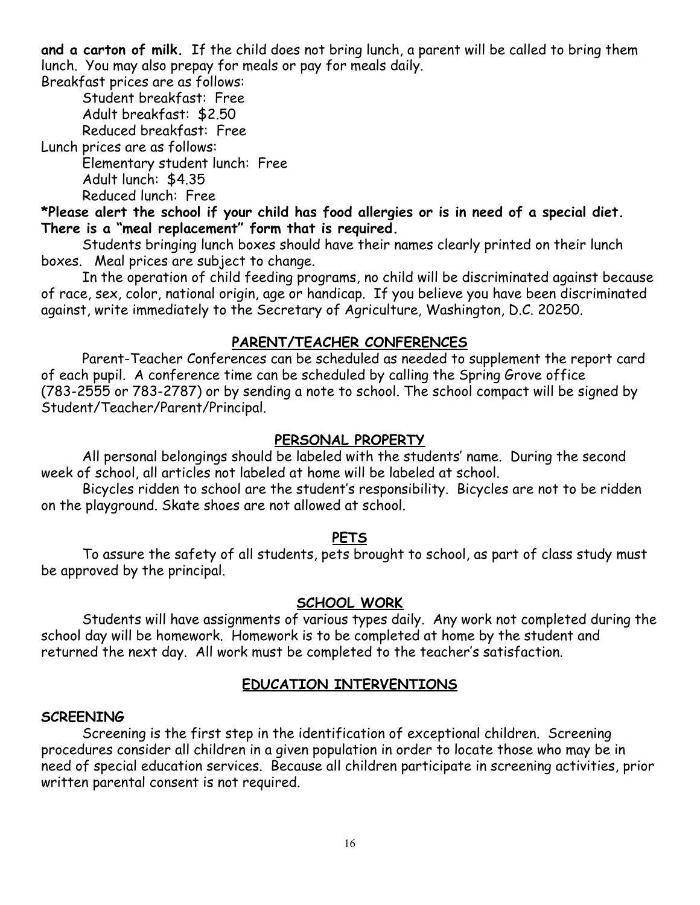**and a carton of milk.** If the child does not bring lunch, a parent will be called to bring them lunch. You may also prepay for meals or pay for meals daily.

Breakfast prices are as follows:

Student breakfast: Free
Adult breakfast: $2.50
Reduced breakfast: Free

Lunch prices are as follows:

Elementary student lunch: Free
Adult lunch: $4.35
Reduced lunch: Free

**\*Please alert the school if your child has food allergies or is in need of a special diet. There is a "meal replacement" form that is required.**

Students bringing lunch boxes should have their names clearly printed on their lunch boxes. Meal prices are subject to change.

In the operation of child feeding programs, no child will be discriminated against because of race, sex, color, national origin, age or handicap. If you believe you have been discriminated against, write immediately to the Secretary of Agriculture, Washington, D.C. 20250.

## PARENT/TEACHER CONFERENCES

Parent-Teacher Conferences can be scheduled as needed to supplement the report card of each pupil. A conference time can be scheduled by calling the Spring Grove office (783-2555 or 783-2787) or by sending a note to school. The school compact will be signed by Student/Teacher/Parent/Principal.

## PERSONAL PROPERTY

All personal belongings should be labeled with the students' name. During the second week of school, all articles not labeled at home will be labeled at school.

Bicycles ridden to school are the student's responsibility. Bicycles are not to be ridden on the playground. Skate shoes are not allowed at school.

## PETS

To assure the safety of all students, pets brought to school, as part of class study must be approved by the principal.

## SCHOOL WORK

Students will have assignments of various types daily. Any work not completed during the school day will be homework. Homework is to be completed at home by the student and returned the next day. All work must be completed to the teacher's satisfaction.

## EDUCATION INTERVENTIONS

### SCREENING

Screening is the first step in the identification of exceptional children. Screening procedures consider all children in a given population in order to locate those who may be in need of special education services. Because all children participate in screening activities, prior written parental consent is not required.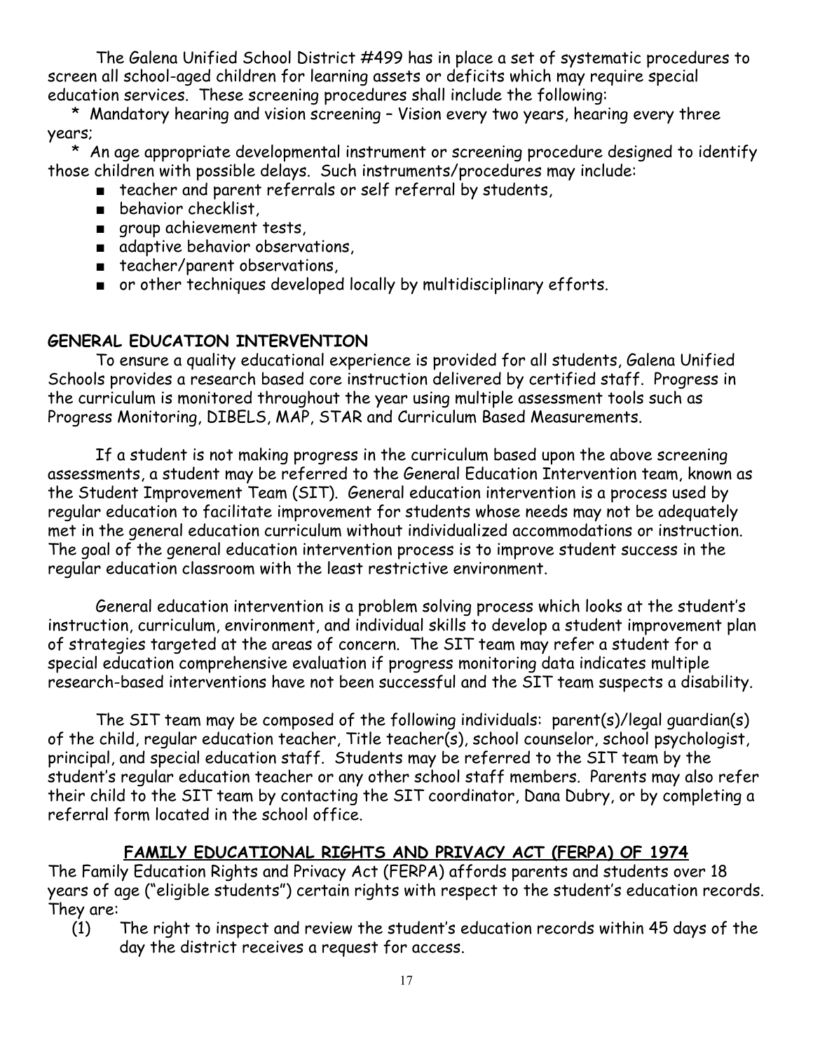The Galena Unified School District #499 has in place a set of systematic procedures to screen all school-aged children for learning assets or deficits which may require special education services. These screening procedures shall include the following:

* Mandatory hearing and vision screening – Vision every two years, hearing every three years;
* An age appropriate developmental instrument or screening procedure designed to identify those children with possible delays. Such instruments/procedures may include:
  - teacher and parent referrals or self referral by students,
  - behavior checklist,
  - group achievement tests,
  - adaptive behavior observations,
  - teacher/parent observations,
  - or other techniques developed locally by multidisciplinary efforts.

## GENERAL EDUCATION INTERVENTION

To ensure a quality educational experience is provided for all students, Galena Unified Schools provides a research based core instruction delivered by certified staff. Progress in the curriculum is monitored throughout the year using multiple assessment tools such as Progress Monitoring, DIBELS, MAP, STAR and Curriculum Based Measurements.

If a student is not making progress in the curriculum based upon the above screening assessments, a student may be referred to the General Education Intervention team, known as the Student Improvement Team (SIT). General education intervention is a process used by regular education to facilitate improvement for students whose needs may not be adequately met in the general education curriculum without individualized accommodations or instruction. The goal of the general education intervention process is to improve student success in the regular education classroom with the least restrictive environment.

General education intervention is a problem solving process which looks at the student's instruction, curriculum, environment, and individual skills to develop a student improvement plan of strategies targeted at the areas of concern. The SIT team may refer a student for a special education comprehensive evaluation if progress monitoring data indicates multiple research-based interventions have not been successful and the SIT team suspects a disability.

The SIT team may be composed of the following individuals: parent(s)/legal guardian(s) of the child, regular education teacher, Title teacher(s), school counselor, school psychologist, principal, and special education staff. Students may be referred to the SIT team by the student's regular education teacher or any other school staff members. Parents may also refer their child to the SIT team by contacting the SIT coordinator, Dana Dubry, or by completing a referral form located in the school office.

## FAMILY EDUCATIONAL RIGHTS AND PRIVACY ACT (FERPA) OF 1974

The Family Education Rights and Privacy Act (FERPA) affords parents and students over 18 years of age ("eligible students") certain rights with respect to the student's education records. They are:

(1) The right to inspect and review the student's education records within 45 days of the day the district receives a request for access.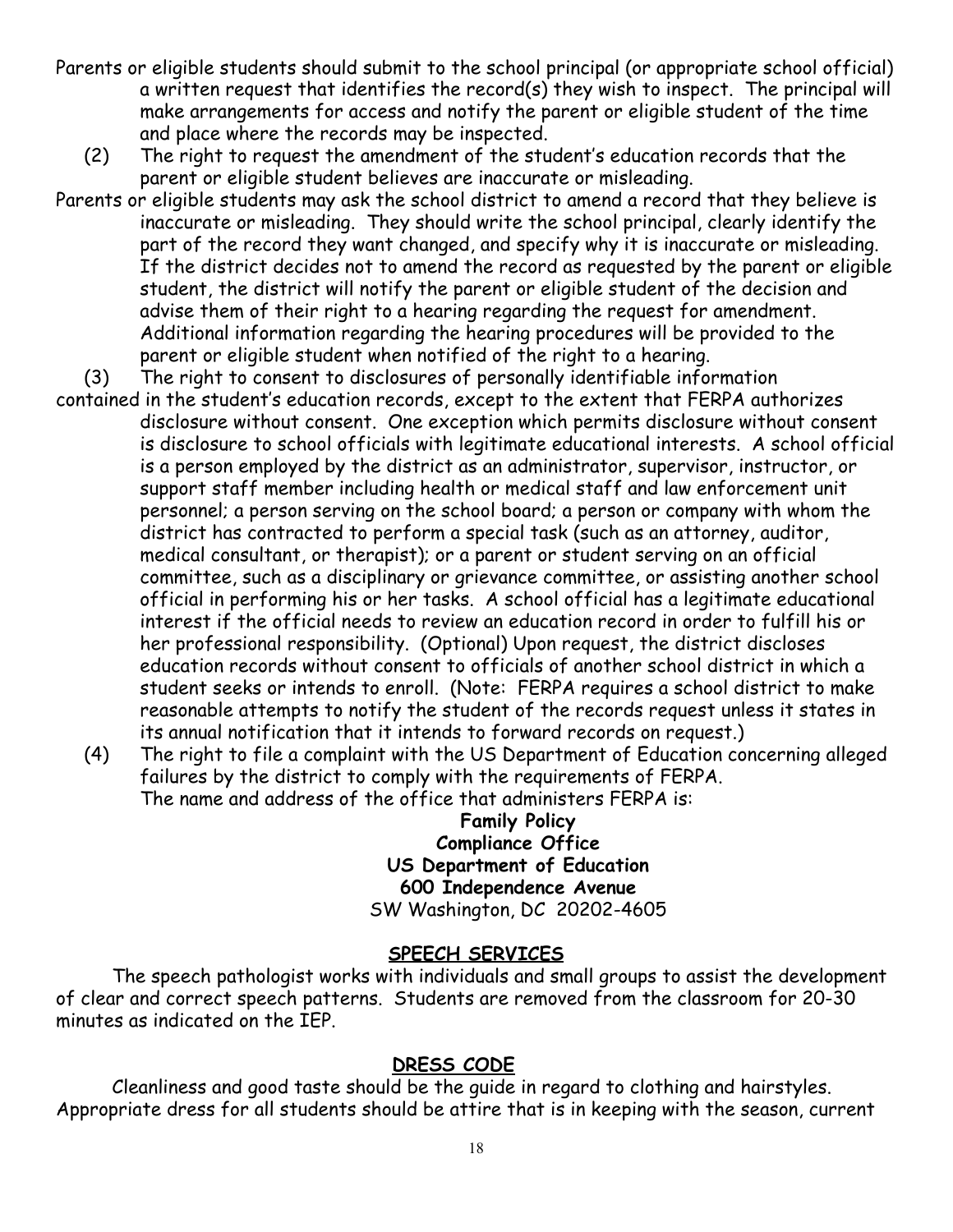Parents or eligible students should submit to the school principal (or appropriate school official) a written request that identifies the record(s) they wish to inspect. The principal will make arrangements for access and notify the parent or eligible student of the time and place where the records may be inspected.

(2) The right to request the amendment of the student's education records that the parent or eligible student believes are inaccurate or misleading.

Parents or eligible students may ask the school district to amend a record that they believe is inaccurate or misleading. They should write the school principal, clearly identify the part of the record they want changed, and specify why it is inaccurate or misleading. If the district decides not to amend the record as requested by the parent or eligible student, the district will notify the parent or eligible student of the decision and advise them of their right to a hearing regarding the request for amendment. Additional information regarding the hearing procedures will be provided to the parent or eligible student when notified of the right to a hearing.

(3) The right to consent to disclosures of personally identifiable information contained in the student's education records, except to the extent that FERPA authorizes disclosure without consent. One exception which permits disclosure without consent is disclosure to school officials with legitimate educational interests. A school official is a person employed by the district as an administrator, supervisor, instructor, or support staff member including health or medical staff and law enforcement unit personnel; a person serving on the school board; a person or company with whom the district has contracted to perform a special task (such as an attorney, auditor, medical consultant, or therapist); or a parent or student serving on an official committee, such as a disciplinary or grievance committee, or assisting another school official in performing his or her tasks. A school official has a legitimate educational interest if the official needs to review an education record in order to fulfill his or her professional responsibility. (Optional) Upon request, the district discloses education records without consent to officials of another school district in which a student seeks or intends to enroll. (Note: FERPA requires a school district to make reasonable attempts to notify the student of the records request unless it states in its annual notification that it intends to forward records on request.)

(4) The right to file a complaint with the US Department of Education concerning alleged failures by the district to comply with the requirements of FERPA. The name and address of the office that administers FERPA is:

**Family Policy**
**Compliance Office**
**US Department of Education**
**600 Independence Avenue**
SW Washington, DC 20202-4605

## SPEECH SERVICES

The speech pathologist works with individuals and small groups to assist the development of clear and correct speech patterns. Students are removed from the classroom for 20-30 minutes as indicated on the IEP.

## DRESS CODE

Cleanliness and good taste should be the guide in regard to clothing and hairstyles. Appropriate dress for all students should be attire that is in keeping with the season, current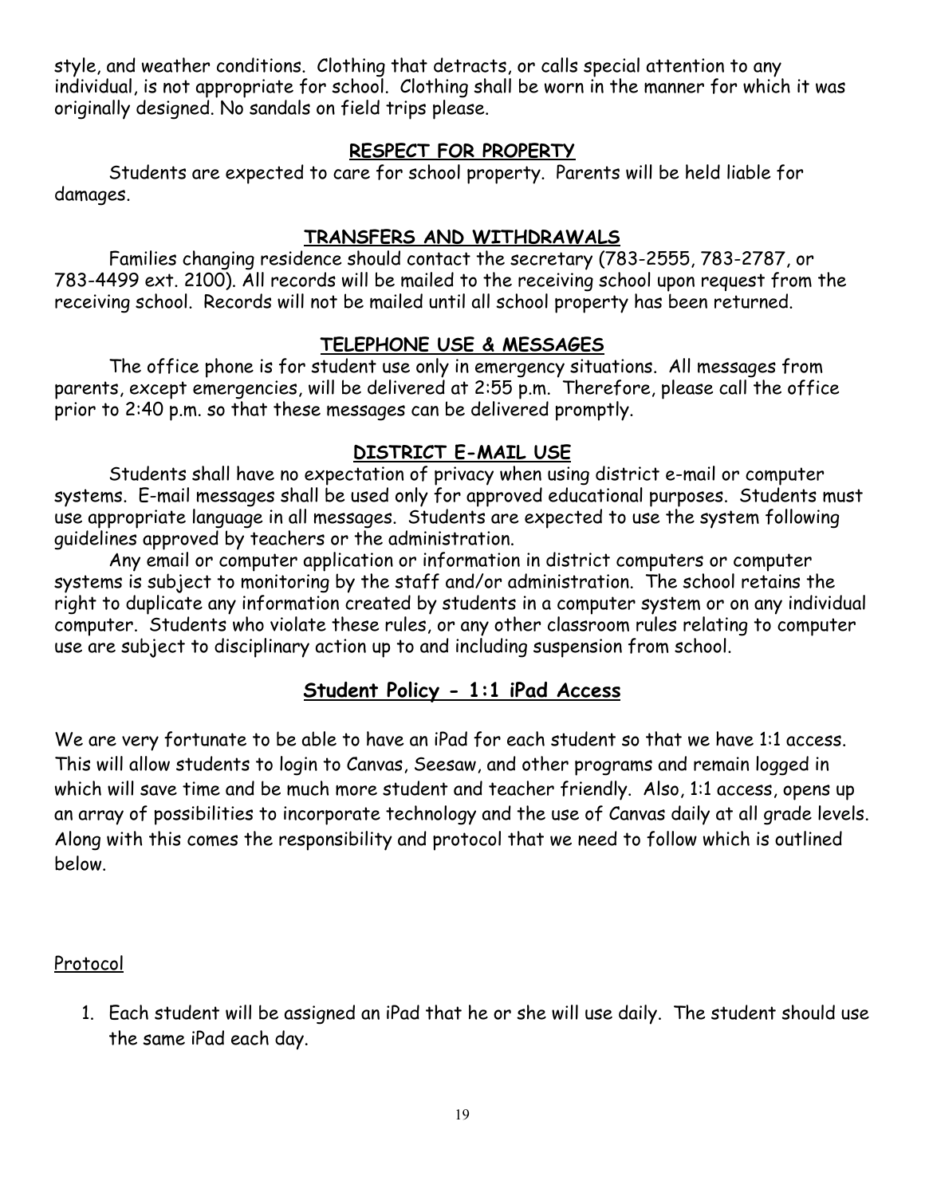style, and weather conditions. Clothing that detracts, or calls special attention to any individual, is not appropriate for school. Clothing shall be worn in the manner for which it was originally designed. No sandals on field trips please.

## RESPECT FOR PROPERTY

Students are expected to care for school property. Parents will be held liable for damages.

## TRANSFERS AND WITHDRAWALS

Families changing residence should contact the secretary (783-2555, 783-2787, or 783-4499 ext. 2100). All records will be mailed to the receiving school upon request from the receiving school. Records will not be mailed until all school property has been returned.

## TELEPHONE USE & MESSAGES

The office phone is for student use only in emergency situations. All messages from parents, except emergencies, will be delivered at 2:55 p.m. Therefore, please call the office prior to 2:40 p.m. so that these messages can be delivered promptly.

## DISTRICT E-MAIL USE

Students shall have no expectation of privacy when using district e-mail or computer systems. E-mail messages shall be used only for approved educational purposes. Students must use appropriate language in all messages. Students are expected to use the system following guidelines approved by teachers or the administration.

Any email or computer application or information in district computers or computer systems is subject to monitoring by the staff and/or administration. The school retains the right to duplicate any information created by students in a computer system or on any individual computer. Students who violate these rules, or any other classroom rules relating to computer use are subject to disciplinary action up to and including suspension from school.

## Student Policy - 1:1 iPad Access

We are very fortunate to be able to have an iPad for each student so that we have 1:1 access. This will allow students to login to Canvas, Seesaw, and other programs and remain logged in which will save time and be much more student and teacher friendly. Also, 1:1 access, opens up an array of possibilities to incorporate technology and the use of Canvas daily at all grade levels. Along with this comes the responsibility and protocol that we need to follow which is outlined below.

### Protocol

1. Each student will be assigned an iPad that he or she will use daily. The student should use the same iPad each day.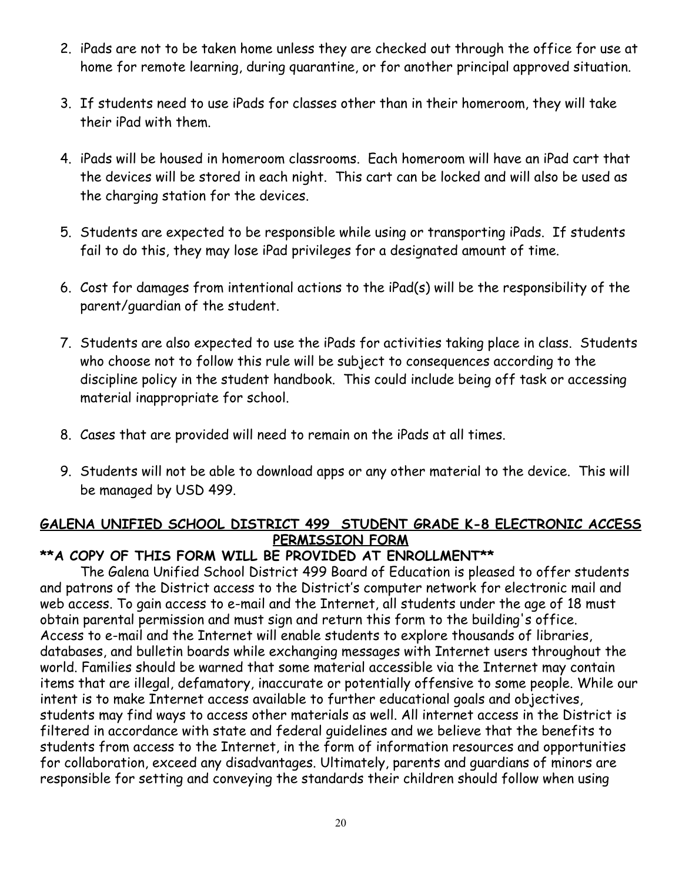2. iPads are not to be taken home unless they are checked out through the office for use at home for remote learning, during quarantine, or for another principal approved situation.
3. If students need to use iPads for classes other than in their homeroom, they will take their iPad with them.
4. iPads will be housed in homeroom classrooms. Each homeroom will have an iPad cart that the devices will be stored in each night. This cart can be locked and will also be used as the charging station for the devices.
5. Students are expected to be responsible while using or transporting iPads. If students fail to do this, they may lose iPad privileges for a designated amount of time.
6. Cost for damages from intentional actions to the iPad(s) will be the responsibility of the parent/guardian of the student.
7. Students are also expected to use the iPads for activities taking place in class. Students who choose not to follow this rule will be subject to consequences according to the discipline policy in the student handbook. This could include being off task or accessing material inappropriate for school.
8. Cases that are provided will need to remain on the iPads at all times.
9. Students will not be able to download apps or any other material to the device. This will be managed by USD 499.

## GALENA UNIFIED SCHOOL DISTRICT 499 STUDENT GRADE K-8 ELECTRONIC ACCESS PERMISSION FORM

**\*\*A COPY OF THIS FORM WILL BE PROVIDED AT ENROLLMENT\*\***

The Galena Unified School District 499 Board of Education is pleased to offer students and patrons of the District access to the District's computer network for electronic mail and web access. To gain access to e-mail and the Internet, all students under the age of 18 must obtain parental permission and must sign and return this form to the building's office. Access to e-mail and the Internet will enable students to explore thousands of libraries, databases, and bulletin boards while exchanging messages with Internet users throughout the world. Families should be warned that some material accessible via the Internet may contain items that are illegal, defamatory, inaccurate or potentially offensive to some people. While our intent is to make Internet access available to further educational goals and objectives, students may find ways to access other materials as well. All internet access in the District is filtered in accordance with state and federal guidelines and we believe that the benefits to students from access to the Internet, in the form of information resources and opportunities for collaboration, exceed any disadvantages. Ultimately, parents and guardians of minors are responsible for setting and conveying the standards their children should follow when using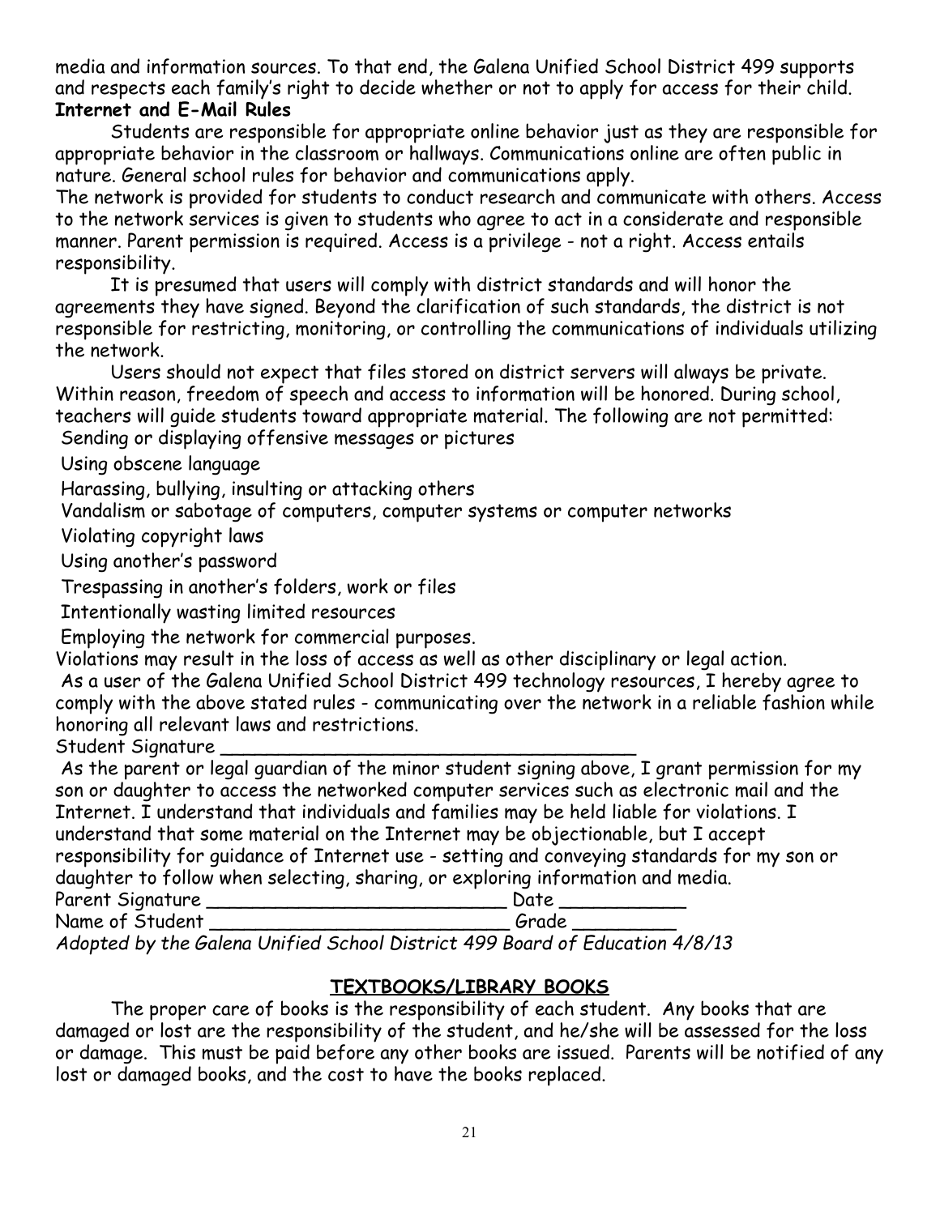media and information sources. To that end, the Galena Unified School District 499 supports and respects each family's right to decide whether or not to apply for access for their child.

**Internet and E-Mail Rules**

Students are responsible for appropriate online behavior just as they are responsible for appropriate behavior in the classroom or hallways. Communications online are often public in nature. General school rules for behavior and communications apply.

The network is provided for students to conduct research and communicate with others. Access to the network services is given to students who agree to act in a considerate and responsible manner. Parent permission is required. Access is a privilege - not a right. Access entails responsibility.

It is presumed that users will comply with district standards and will honor the agreements they have signed. Beyond the clarification of such standards, the district is not responsible for restricting, monitoring, or controlling the communications of individuals utilizing the network.

Users should not expect that files stored on district servers will always be private. Within reason, freedom of speech and access to information will be honored. During school, teachers will guide students toward appropriate material. The following are not permitted:

Sending or displaying offensive messages or pictures

Using obscene language

Harassing, bullying, insulting or attacking others

Vandalism or sabotage of computers, computer systems or computer networks

Violating copyright laws

Using another's password

Trespassing in another's folders, work or files

Intentionally wasting limited resources

Employing the network for commercial purposes.

Violations may result in the loss of access as well as other disciplinary or legal action.

As a user of the Galena Unified School District 499 technology resources, I hereby agree to comply with the above stated rules - communicating over the network in a reliable fashion while honoring all relevant laws and restrictions.

Student Signature \_\_\_\_\_\_\_\_\_\_\_\_\_\_\_\_\_\_\_\_\_\_\_\_\_\_\_\_\_\_\_\_\_\_\_\_

As the parent or legal guardian of the minor student signing above, I grant permission for my son or daughter to access the networked computer services such as electronic mail and the Internet. I understand that individuals and families may be held liable for violations. I understand that some material on the Internet may be objectionable, but I accept responsibility for guidance of Internet use - setting and conveying standards for my son or daughter to follow when selecting, sharing, or exploring information and media.

Parent Signature \_\_\_\_\_\_\_\_\_\_\_\_\_\_\_\_\_\_\_\_\_\_\_\_\_\_\_ Date \_\_\_\_\_\_\_\_\_\_\_

Name of Student \_\_\_\_\_\_\_\_\_\_\_\_\_\_\_\_\_\_\_\_\_\_\_\_\_\_\_ Grade \_\_\_\_\_\_\_\_\_

*Adopted by the Galena Unified School District 499 Board of Education 4/8/13*

## TEXTBOOKS/LIBRARY BOOKS

The proper care of books is the responsibility of each student. Any books that are damaged or lost are the responsibility of the student, and he/she will be assessed for the loss or damage. This must be paid before any other books are issued. Parents will be notified of any lost or damaged books, and the cost to have the books replaced.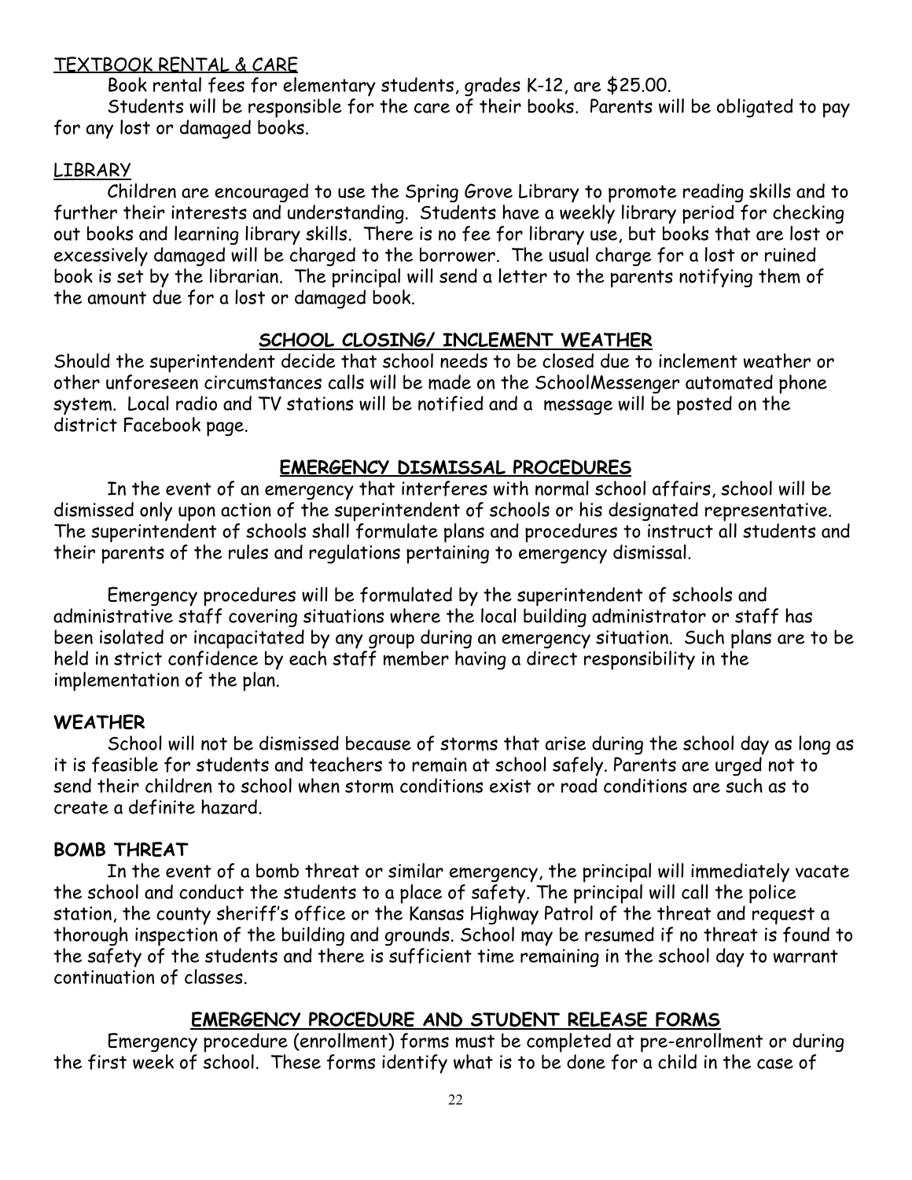TEXTBOOK RENTAL & CARE

Book rental fees for elementary students, grades K-12, are $25.00.

Students will be responsible for the care of their books. Parents will be obligated to pay for any lost or damaged books.

LIBRARY

Children are encouraged to use the Spring Grove Library to promote reading skills and to further their interests and understanding. Students have a weekly library period for checking out books and learning library skills. There is no fee for library use, but books that are lost or excessively damaged will be charged to the borrower. The usual charge for a lost or ruined book is set by the librarian. The principal will send a letter to the parents notifying them of the amount due for a lost or damaged book.

## SCHOOL CLOSING/ INCLEMENT WEATHER

Should the superintendent decide that school needs to be closed due to inclement weather or other unforeseen circumstances calls will be made on the SchoolMessenger automated phone system. Local radio and TV stations will be notified and a message will be posted on the district Facebook page.

## EMERGENCY DISMISSAL PROCEDURES

In the event of an emergency that interferes with normal school affairs, school will be dismissed only upon action of the superintendent of schools or his designated representative. The superintendent of schools shall formulate plans and procedures to instruct all students and their parents of the rules and regulations pertaining to emergency dismissal.

Emergency procedures will be formulated by the superintendent of schools and administrative staff covering situations where the local building administrator or staff has been isolated or incapacitated by any group during an emergency situation. Such plans are to be held in strict confidence by each staff member having a direct responsibility in the implementation of the plan.

### WEATHER

School will not be dismissed because of storms that arise during the school day as long as it is feasible for students and teachers to remain at school safely. Parents are urged not to send their children to school when storm conditions exist or road conditions are such as to create a definite hazard.

### BOMB THREAT

In the event of a bomb threat or similar emergency, the principal will immediately vacate the school and conduct the students to a place of safety. The principal will call the police station, the county sheriff's office or the Kansas Highway Patrol of the threat and request a thorough inspection of the building and grounds. School may be resumed if no threat is found to the safety of the students and there is sufficient time remaining in the school day to warrant continuation of classes.

## EMERGENCY PROCEDURE AND STUDENT RELEASE FORMS

Emergency procedure (enrollment) forms must be completed at pre-enrollment or during the first week of school. These forms identify what is to be done for a child in the case of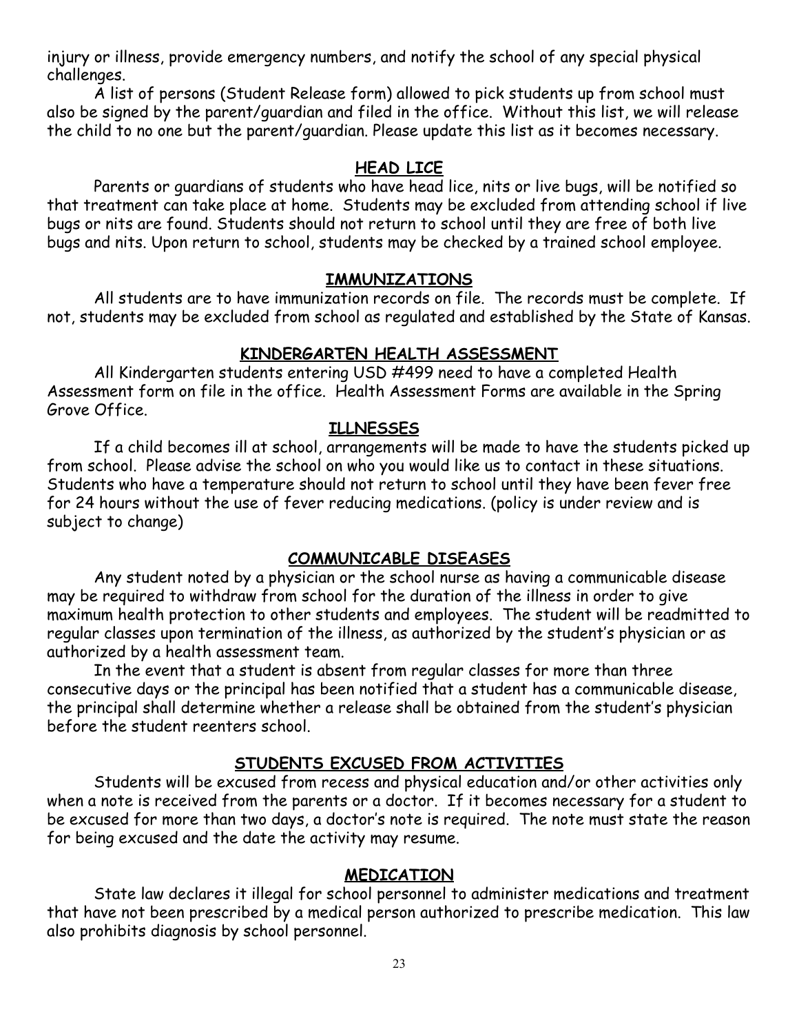injury or illness, provide emergency numbers, and notify the school of any special physical challenges.

A list of persons (Student Release form) allowed to pick students up from school must also be signed by the parent/guardian and filed in the office. Without this list, we will release the child to no one but the parent/guardian. Please update this list as it becomes necessary.

## HEAD LICE

Parents or guardians of students who have head lice, nits or live bugs, will be notified so that treatment can take place at home. Students may be excluded from attending school if live bugs or nits are found. Students should not return to school until they are free of both live bugs and nits. Upon return to school, students may be checked by a trained school employee.

## IMMUNIZATIONS

All students are to have immunization records on file. The records must be complete. If not, students may be excluded from school as regulated and established by the State of Kansas.

## KINDERGARTEN HEALTH ASSESSMENT

All Kindergarten students entering USD #499 need to have a completed Health Assessment form on file in the office. Health Assessment Forms are available in the Spring Grove Office.

## ILLNESSES

If a child becomes ill at school, arrangements will be made to have the students picked up from school. Please advise the school on who you would like us to contact in these situations. Students who have a temperature should not return to school until they have been fever free for 24 hours without the use of fever reducing medications. (policy is under review and is subject to change)

## COMMUNICABLE DISEASES

Any student noted by a physician or the school nurse as having a communicable disease may be required to withdraw from school for the duration of the illness in order to give maximum health protection to other students and employees. The student will be readmitted to regular classes upon termination of the illness, as authorized by the student's physician or as authorized by a health assessment team.

In the event that a student is absent from regular classes for more than three consecutive days or the principal has been notified that a student has a communicable disease, the principal shall determine whether a release shall be obtained from the student's physician before the student reenters school.

## STUDENTS EXCUSED FROM ACTIVITIES

Students will be excused from recess and physical education and/or other activities only when a note is received from the parents or a doctor. If it becomes necessary for a student to be excused for more than two days, a doctor's note is required. The note must state the reason for being excused and the date the activity may resume.

## MEDICATION

State law declares it illegal for school personnel to administer medications and treatment that have not been prescribed by a medical person authorized to prescribe medication. This law also prohibits diagnosis by school personnel.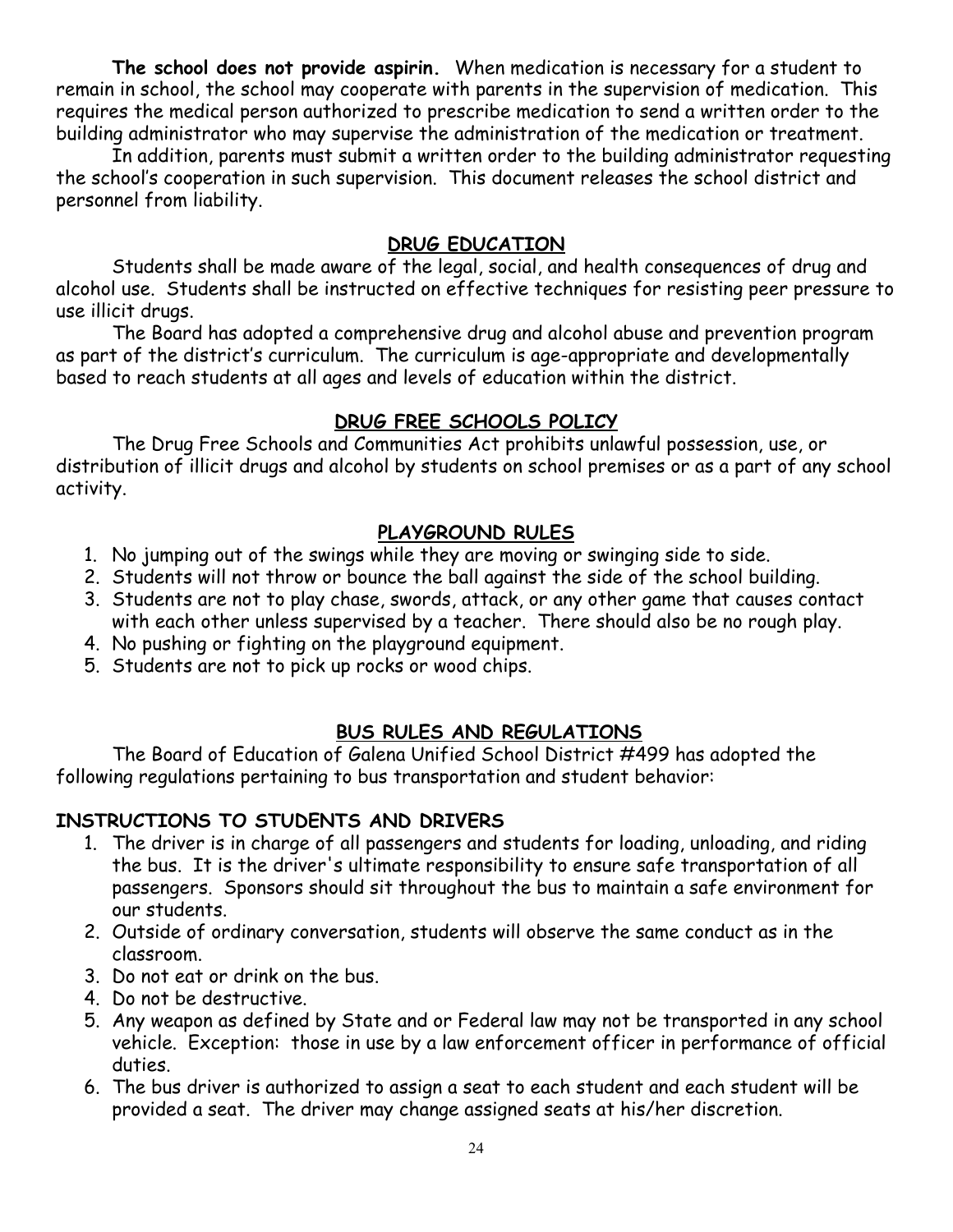**The school does not provide aspirin.** When medication is necessary for a student to remain in school, the school may cooperate with parents in the supervision of medication. This requires the medical person authorized to prescribe medication to send a written order to the building administrator who may supervise the administration of the medication or treatment.

In addition, parents must submit a written order to the building administrator requesting the school's cooperation in such supervision. This document releases the school district and personnel from liability.

## DRUG EDUCATION

Students shall be made aware of the legal, social, and health consequences of drug and alcohol use. Students shall be instructed on effective techniques for resisting peer pressure to use illicit drugs.

The Board has adopted a comprehensive drug and alcohol abuse and prevention program as part of the district's curriculum. The curriculum is age-appropriate and developmentally based to reach students at all ages and levels of education within the district.

## DRUG FREE SCHOOLS POLICY

The Drug Free Schools and Communities Act prohibits unlawful possession, use, or distribution of illicit drugs and alcohol by students on school premises or as a part of any school activity.

## PLAYGROUND RULES

1. No jumping out of the swings while they are moving or swinging side to side.
2. Students will not throw or bounce the ball against the side of the school building.
3. Students are not to play chase, swords, attack, or any other game that causes contact with each other unless supervised by a teacher. There should also be no rough play.
4. No pushing or fighting on the playground equipment.
5. Students are not to pick up rocks or wood chips.

## BUS RULES AND REGULATIONS

The Board of Education of Galena Unified School District #499 has adopted the following regulations pertaining to bus transportation and student behavior:

### INSTRUCTIONS TO STUDENTS AND DRIVERS

1. The driver is in charge of all passengers and students for loading, unloading, and riding the bus. It is the driver's ultimate responsibility to ensure safe transportation of all passengers. Sponsors should sit throughout the bus to maintain a safe environment for our students.
2. Outside of ordinary conversation, students will observe the same conduct as in the classroom.
3. Do not eat or drink on the bus.
4. Do not be destructive.
5. Any weapon as defined by State and or Federal law may not be transported in any school vehicle. Exception: those in use by a law enforcement officer in performance of official duties.
6. The bus driver is authorized to assign a seat to each student and each student will be provided a seat. The driver may change assigned seats at his/her discretion.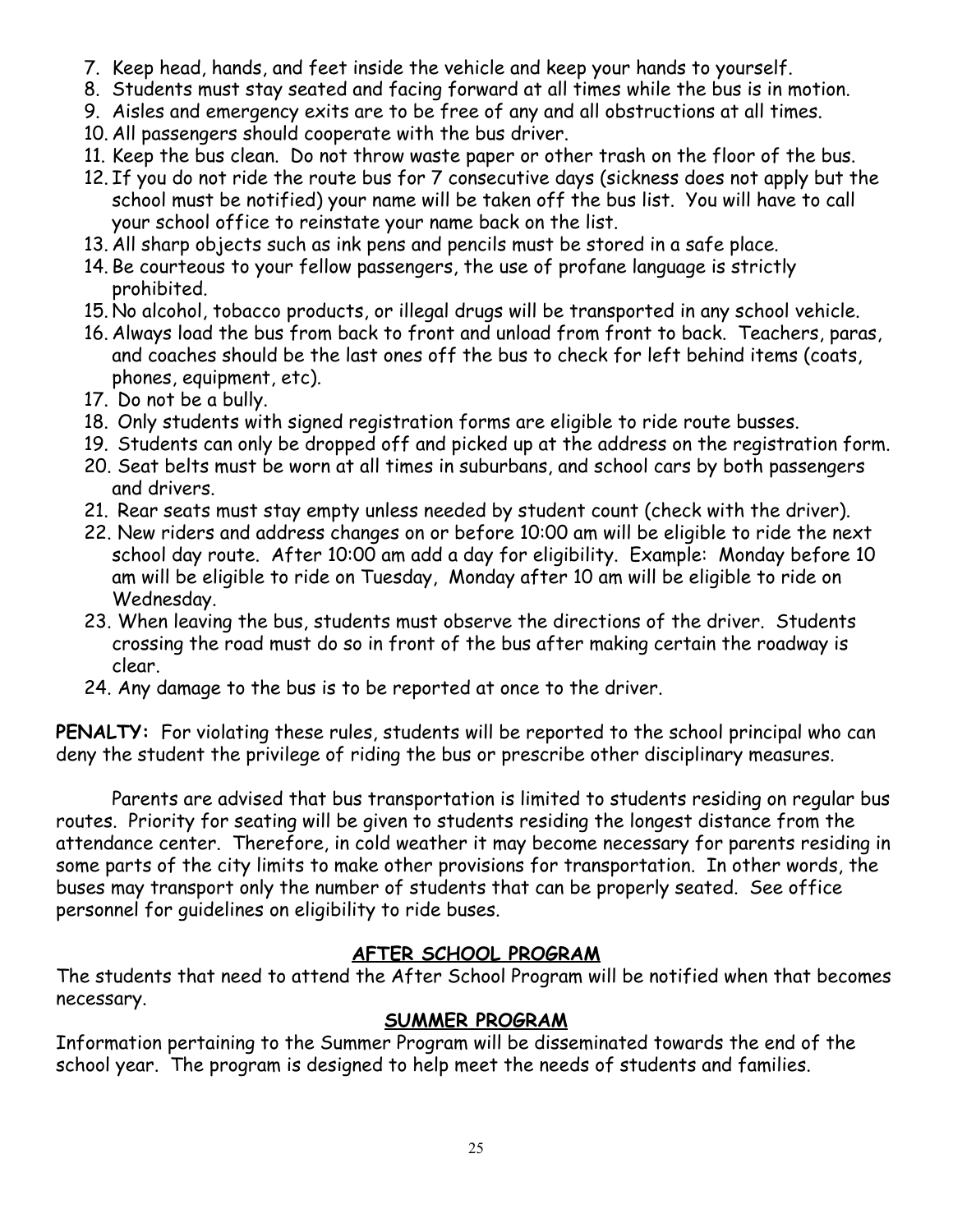7. Keep head, hands, and feet inside the vehicle and keep your hands to yourself.
8. Students must stay seated and facing forward at all times while the bus is in motion.
9. Aisles and emergency exits are to be free of any and all obstructions at all times.
10. All passengers should cooperate with the bus driver.
11. Keep the bus clean. Do not throw waste paper or other trash on the floor of the bus.
12. If you do not ride the route bus for 7 consecutive days (sickness does not apply but the school must be notified) your name will be taken off the bus list. You will have to call your school office to reinstate your name back on the list.
13. All sharp objects such as ink pens and pencils must be stored in a safe place.
14. Be courteous to your fellow passengers, the use of profane language is strictly prohibited.
15. No alcohol, tobacco products, or illegal drugs will be transported in any school vehicle.
16. Always load the bus from back to front and unload from front to back. Teachers, paras, and coaches should be the last ones off the bus to check for left behind items (coats, phones, equipment, etc).
17. Do not be a bully.
18. Only students with signed registration forms are eligible to ride route busses.
19. Students can only be dropped off and picked up at the address on the registration form.
20. Seat belts must be worn at all times in suburbans, and school cars by both passengers and drivers.
21. Rear seats must stay empty unless needed by student count (check with the driver).
22. New riders and address changes on or before 10:00 am will be eligible to ride the next school day route. After 10:00 am add a day for eligibility. Example: Monday before 10 am will be eligible to ride on Tuesday, Monday after 10 am will be eligible to ride on Wednesday.
23. When leaving the bus, students must observe the directions of the driver. Students crossing the road must do so in front of the bus after making certain the roadway is clear.
24. Any damage to the bus is to be reported at once to the driver.

**PENALTY:** For violating these rules, students will be reported to the school principal who can deny the student the privilege of riding the bus or prescribe other disciplinary measures.

Parents are advised that bus transportation is limited to students residing on regular bus routes. Priority for seating will be given to students residing the longest distance from the attendance center. Therefore, in cold weather it may become necessary for parents residing in some parts of the city limits to make other provisions for transportation. In other words, the buses may transport only the number of students that can be properly seated. See office personnel for guidelines on eligibility to ride buses.

## AFTER SCHOOL PROGRAM

The students that need to attend the After School Program will be notified when that becomes necessary.

## SUMMER PROGRAM

Information pertaining to the Summer Program will be disseminated towards the end of the school year. The program is designed to help meet the needs of students and families.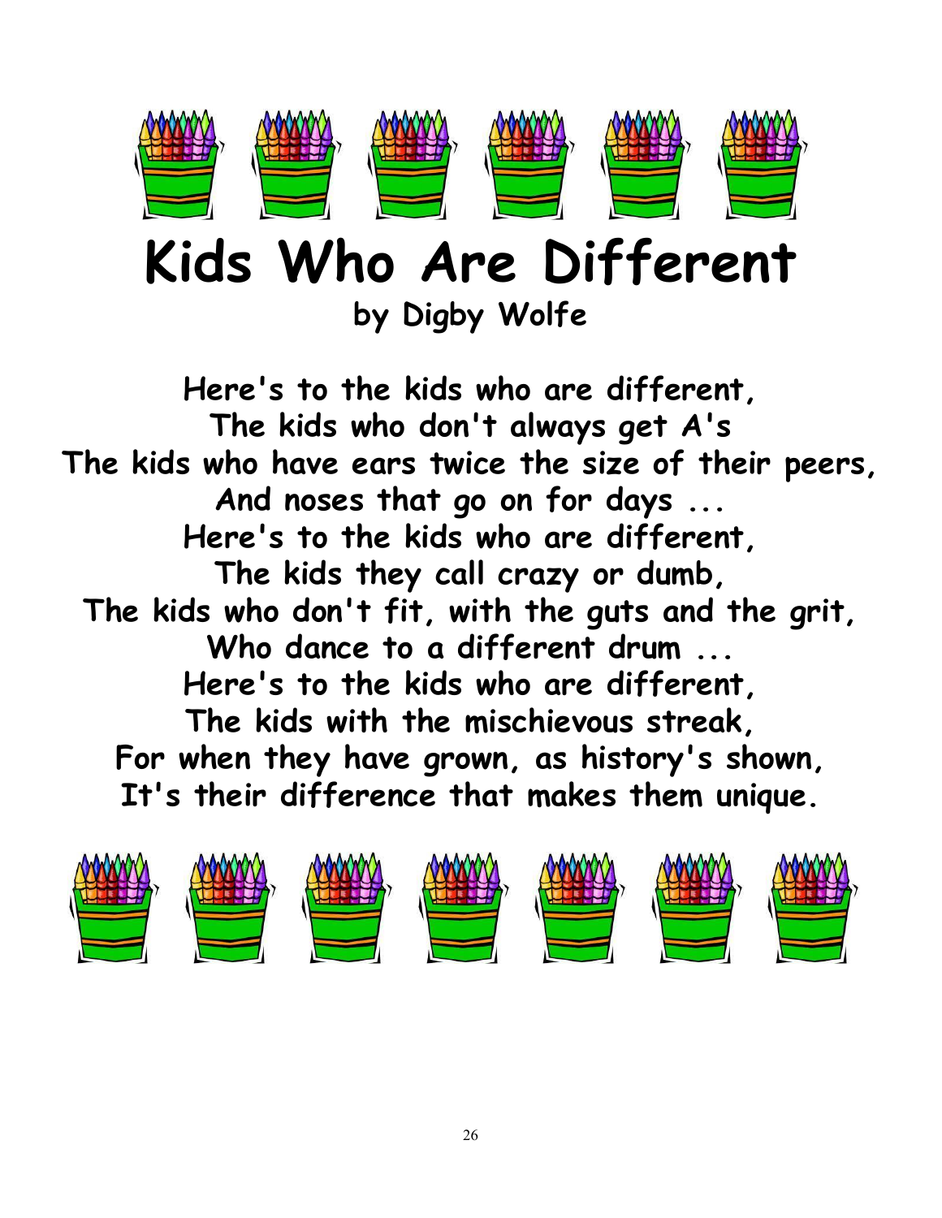# Kids Who Are Different

**by Digby Wolfe**

**Here's to the kids who are different,**
**The kids who don't always get A's**
**The kids who have ears twice the size of their peers,**
**And noses that go on for days ...**
**Here's to the kids who are different,**
**The kids they call crazy or dumb,**
**The kids who don't fit, with the guts and the grit,**
**Who dance to a different drum ...**
**Here's to the kids who are different,**
**The kids with the mischievous streak,**
**For when they have grown, as history's shown,**
**It's their difference that makes them unique.**